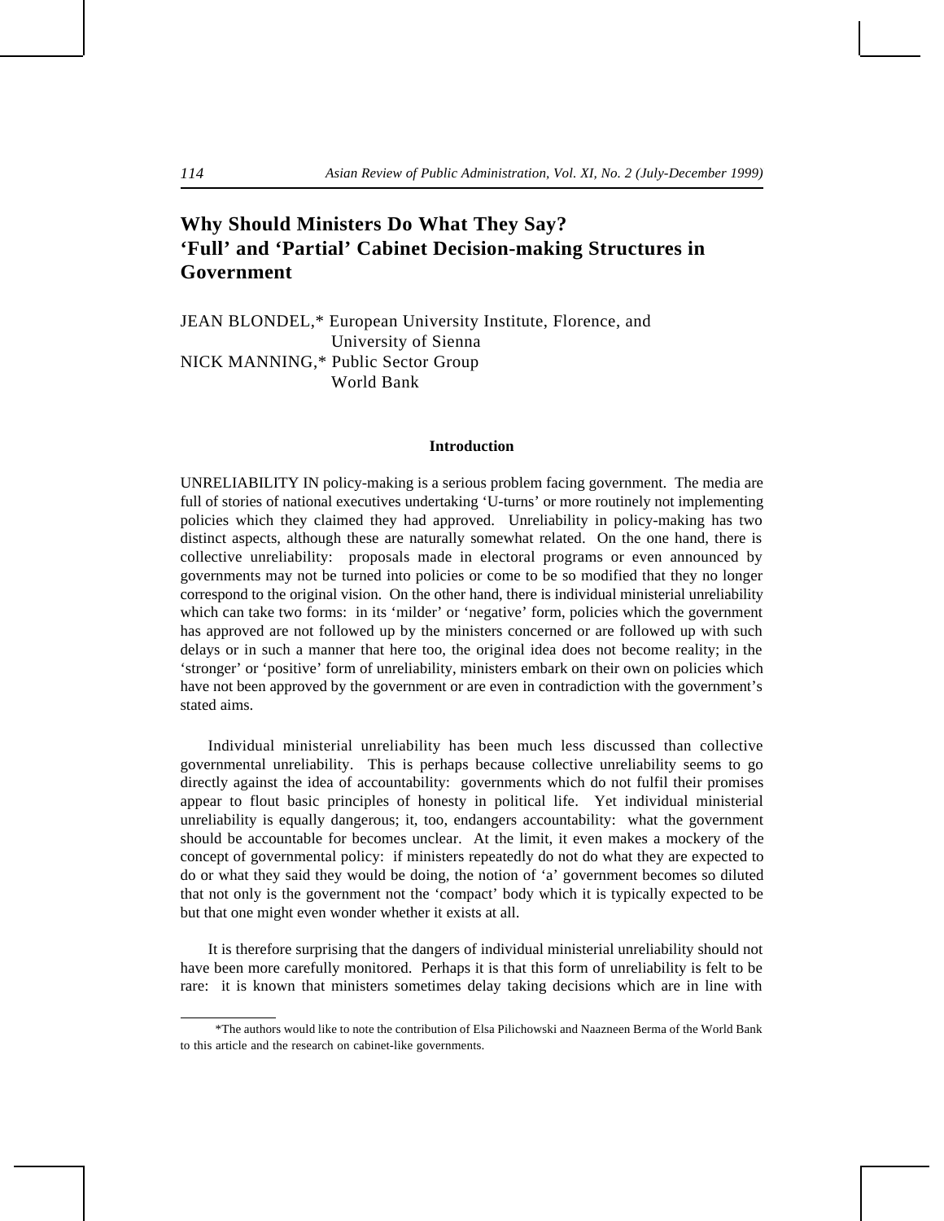# Why Should Ministers Do What They Say? 'Full' and 'Partial' Cabinet Decision-making Structures in Government

JEAN BLONDEL,* European University Institute, Florence, and University of Sienna
NICK MANNING,* Public Sector Group World Bank

## Introduction

UNRELIABILITY IN policy-making is a serious problem facing government. The media are full of stories of national executives undertaking 'U-turns' or more routinely not implementing policies which they claimed they had approved. Unreliability in policy-making has two distinct aspects, although these are naturally somewhat related. On the one hand, there is collective unreliability: proposals made in electoral programs or even announced by governments may not be turned into policies or come to be so modified that they no longer correspond to the original vision. On the other hand, there is individual ministerial unreliability which can take two forms: in its 'milder' or 'negative' form, policies which the government has approved are not followed up by the ministers concerned or are followed up with such delays or in such a manner that here too, the original idea does not become reality; in the 'stronger' or 'positive' form of unreliability, ministers embark on their own on policies which have not been approved by the government or are even in contradiction with the government's stated aims.

Individual ministerial unreliability has been much less discussed than collective governmental unreliability. This is perhaps because collective unreliability seems to go directly against the idea of accountability: governments which do not fulfil their promises appear to flout basic principles of honesty in political life. Yet individual ministerial unreliability is equally dangerous; it, too, endangers accountability: what the government should be accountable for becomes unclear. At the limit, it even makes a mockery of the concept of governmental policy: if ministers repeatedly do not do what they are expected to do or what they said they would be doing, the notion of 'a' government becomes so diluted that not only is the government not the 'compact' body which it is typically expected to be but that one might even wonder whether it exists at all.

It is therefore surprising that the dangers of individual ministerial unreliability should not have been more carefully monitored. Perhaps it is that this form of unreliability is felt to be rare: it is known that ministers sometimes delay taking decisions which are in line with

---

*The authors would like to note the contribution of Elsa Pilichowski and Naazneen Berma of the World Bank to this article and the research on cabinet-like governments.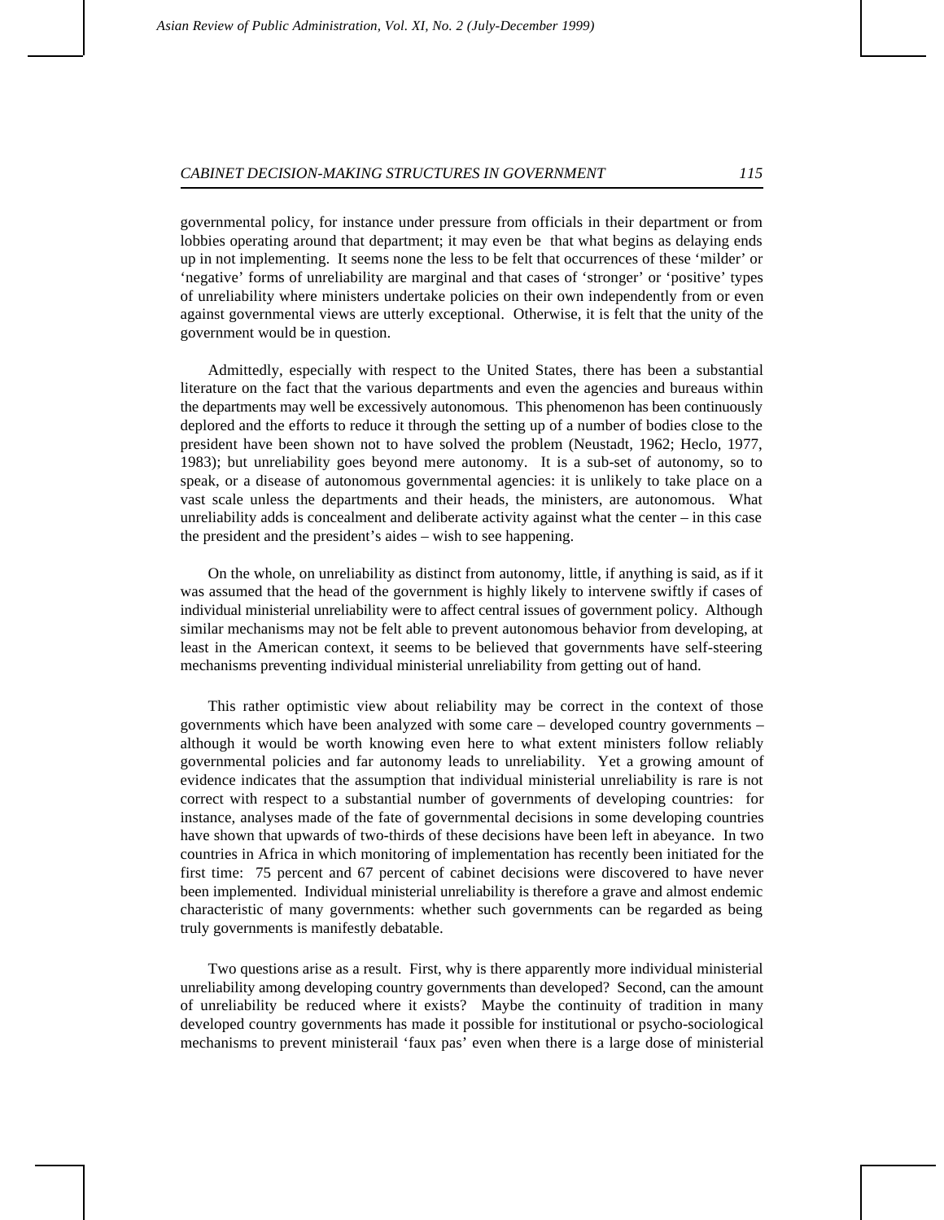governmental policy, for instance under pressure from officials in their department or from lobbies operating around that department; it may even be that what begins as delaying ends up in not implementing. It seems none the less to be felt that occurrences of these 'milder' or 'negative' forms of unreliability are marginal and that cases of 'stronger' or 'positive' types of unreliability where ministers undertake policies on their own independently from or even against governmental views are utterly exceptional. Otherwise, it is felt that the unity of the government would be in question.

Admittedly, especially with respect to the United States, there has been a substantial literature on the fact that the various departments and even the agencies and bureaus within the departments may well be excessively autonomous. This phenomenon has been continuously deplored and the efforts to reduce it through the setting up of a number of bodies close to the president have been shown not to have solved the problem (Neustadt, 1962; Heclo, 1977, 1983); but unreliability goes beyond mere autonomy. It is a sub-set of autonomy, so to speak, or a disease of autonomous governmental agencies: it is unlikely to take place on a vast scale unless the departments and their heads, the ministers, are autonomous. What unreliability adds is concealment and deliberate activity against what the center – in this case the president and the president's aides – wish to see happening.

On the whole, on unreliability as distinct from autonomy, little, if anything is said, as if it was assumed that the head of the government is highly likely to intervene swiftly if cases of individual ministerial unreliability were to affect central issues of government policy. Although similar mechanisms may not be felt able to prevent autonomous behavior from developing, at least in the American context, it seems to be believed that governments have self-steering mechanisms preventing individual ministerial unreliability from getting out of hand.

This rather optimistic view about reliability may be correct in the context of those governments which have been analyzed with some care – developed country governments – although it would be worth knowing even here to what extent ministers follow reliably governmental policies and far autonomy leads to unreliability. Yet a growing amount of evidence indicates that the assumption that individual ministerial unreliability is rare is not correct with respect to a substantial number of governments of developing countries: for instance, analyses made of the fate of governmental decisions in some developing countries have shown that upwards of two-thirds of these decisions have been left in abeyance. In two countries in Africa in which monitoring of implementation has recently been initiated for the first time: 75 percent and 67 percent of cabinet decisions were discovered to have never been implemented. Individual ministerial unreliability is therefore a grave and almost endemic characteristic of many governments: whether such governments can be regarded as being truly governments is manifestly debatable.

Two questions arise as a result. First, why is there apparently more individual ministerial unreliability among developing country governments than developed? Second, can the amount of unreliability be reduced where it exists? Maybe the continuity of tradition in many developed country governments has made it possible for institutional or psycho-sociological mechanisms to prevent ministerail 'faux pas' even when there is a large dose of ministerial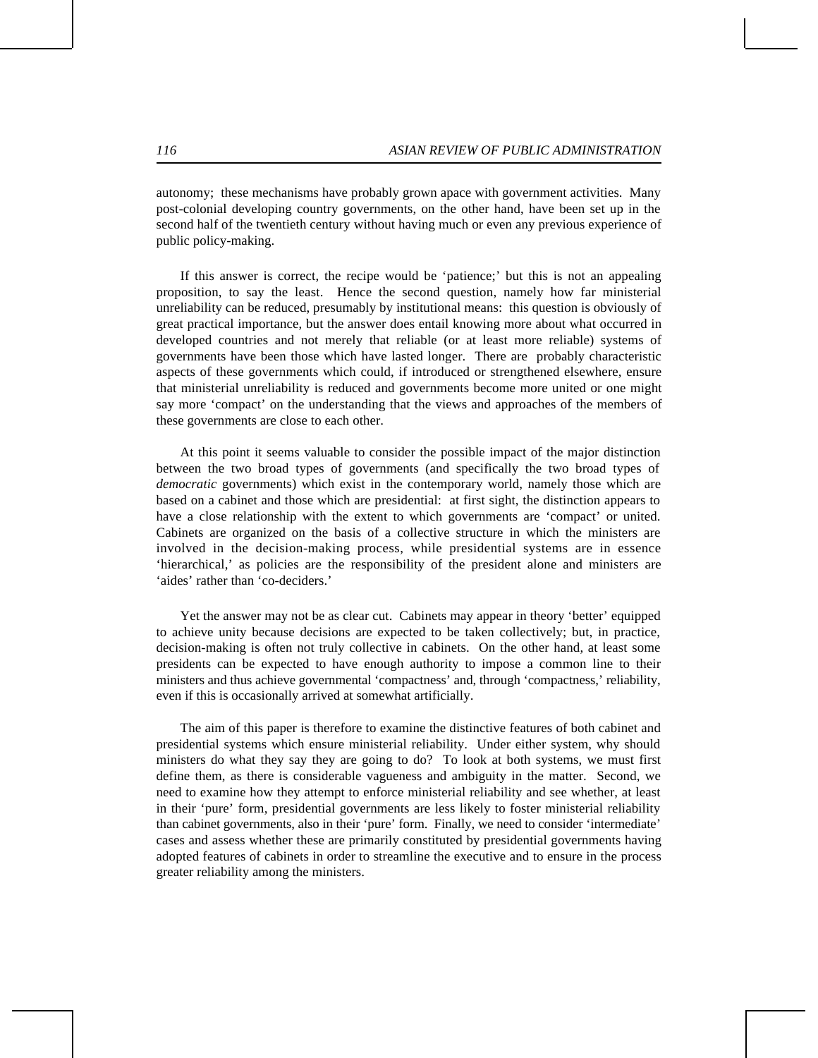autonomy; these mechanisms have probably grown apace with government activities. Many post-colonial developing country governments, on the other hand, have been set up in the second half of the twentieth century without having much or even any previous experience of public policy-making.

If this answer is correct, the recipe would be 'patience;' but this is not an appealing proposition, to say the least. Hence the second question, namely how far ministerial unreliability can be reduced, presumably by institutional means: this question is obviously of great practical importance, but the answer does entail knowing more about what occurred in developed countries and not merely that reliable (or at least more reliable) systems of governments have been those which have lasted longer. There are probably characteristic aspects of these governments which could, if introduced or strengthened elsewhere, ensure that ministerial unreliability is reduced and governments become more united or one might say more 'compact' on the understanding that the views and approaches of the members of these governments are close to each other.

At this point it seems valuable to consider the possible impact of the major distinction between the two broad types of governments (and specifically the two broad types of *democratic* governments) which exist in the contemporary world, namely those which are based on a cabinet and those which are presidential: at first sight, the distinction appears to have a close relationship with the extent to which governments are 'compact' or united. Cabinets are organized on the basis of a collective structure in which the ministers are involved in the decision-making process, while presidential systems are in essence 'hierarchical,' as policies are the responsibility of the president alone and ministers are 'aides' rather than 'co-deciders.'

Yet the answer may not be as clear cut. Cabinets may appear in theory 'better' equipped to achieve unity because decisions are expected to be taken collectively; but, in practice, decision-making is often not truly collective in cabinets. On the other hand, at least some presidents can be expected to have enough authority to impose a common line to their ministers and thus achieve governmental 'compactness' and, through 'compactness,' reliability, even if this is occasionally arrived at somewhat artificially.

The aim of this paper is therefore to examine the distinctive features of both cabinet and presidential systems which ensure ministerial reliability. Under either system, why should ministers do what they say they are going to do? To look at both systems, we must first define them, as there is considerable vagueness and ambiguity in the matter. Second, we need to examine how they attempt to enforce ministerial reliability and see whether, at least in their 'pure' form, presidential governments are less likely to foster ministerial reliability than cabinet governments, also in their 'pure' form. Finally, we need to consider 'intermediate' cases and assess whether these are primarily constituted by presidential governments having adopted features of cabinets in order to streamline the executive and to ensure in the process greater reliability among the ministers.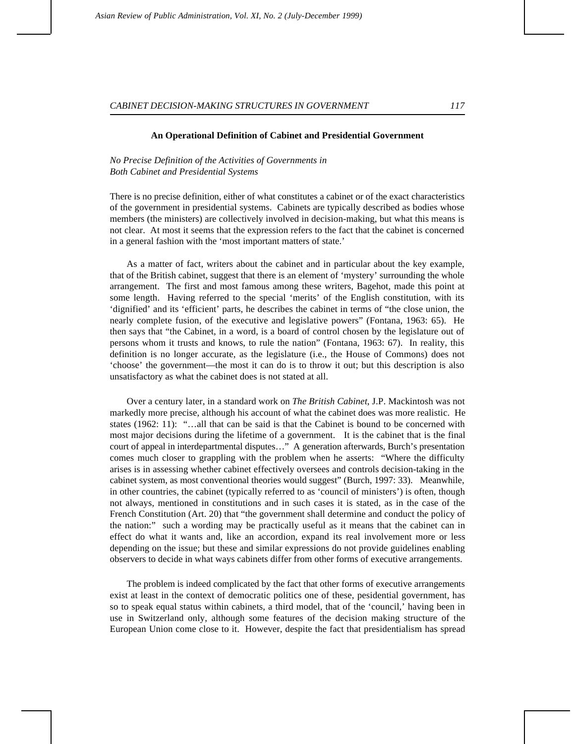### An Operational Definition of Cabinet and Presidential Government

*No Precise Definition of the Activities of Governments in Both Cabinet and Presidential Systems*

There is no precise definition, either of what constitutes a cabinet or of the exact characteristics of the government in presidential systems. Cabinets are typically described as bodies whose members (the ministers) are collectively involved in decision-making, but what this means is not clear. At most it seems that the expression refers to the fact that the cabinet is concerned in a general fashion with the 'most important matters of state.'

As a matter of fact, writers about the cabinet and in particular about the key example, that of the British cabinet, suggest that there is an element of 'mystery' surrounding the whole arrangement. The first and most famous among these writers, Bagehot, made this point at some length. Having referred to the special 'merits' of the English constitution, with its 'dignified' and its 'efficient' parts, he describes the cabinet in terms of "the close union, the nearly complete fusion, of the executive and legislative powers" (Fontana, 1963: 65). He then says that "the Cabinet, in a word, is a board of control chosen by the legislature out of persons whom it trusts and knows, to rule the nation" (Fontana, 1963: 67). In reality, this definition is no longer accurate, as the legislature (i.e., the House of Commons) does not 'choose' the government—the most it can do is to throw it out; but this description is also unsatisfactory as what the cabinet does is not stated at all.

Over a century later, in a standard work on *The British Cabinet*, J.P. Mackintosh was not markedly more precise, although his account of what the cabinet does was more realistic. He states (1962: 11): "…all that can be said is that the Cabinet is bound to be concerned with most major decisions during the lifetime of a government. It is the cabinet that is the final court of appeal in interdepartmental disputes…" A generation afterwards, Burch's presentation comes much closer to grappling with the problem when he asserts: "Where the difficulty arises is in assessing whether cabinet effectively oversees and controls decision-taking in the cabinet system, as most conventional theories would suggest" (Burch, 1997: 33). Meanwhile, in other countries, the cabinet (typically referred to as 'council of ministers') is often, though not always, mentioned in constitutions and in such cases it is stated, as in the case of the French Constitution (Art. 20) that "the government shall determine and conduct the policy of the nation:" such a wording may be practically useful as it means that the cabinet can in effect do what it wants and, like an accordion, expand its real involvement more or less depending on the issue; but these and similar expressions do not provide guidelines enabling observers to decide in what ways cabinets differ from other forms of executive arrangements.

The problem is indeed complicated by the fact that other forms of executive arrangements exist at least in the context of democratic politics one of these, pesidential government, has so to speak equal status within cabinets, a third model, that of the 'council,' having been in use in Switzerland only, although some features of the decision making structure of the European Union come close to it. However, despite the fact that presidentialism has spread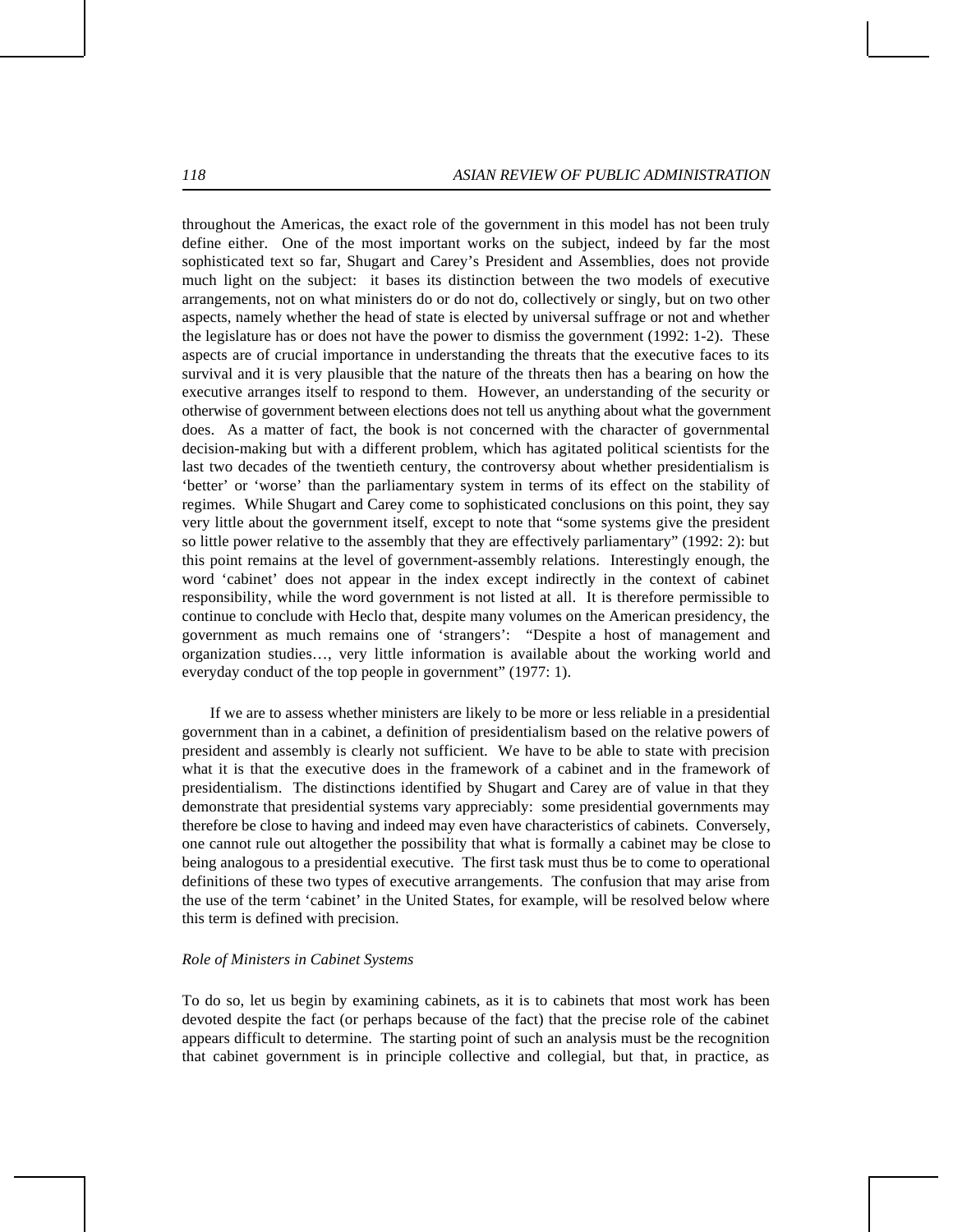throughout the Americas, the exact role of the government in this model has not been truly define either. One of the most important works on the subject, indeed by far the most sophisticated text so far, Shugart and Carey's President and Assemblies, does not provide much light on the subject: it bases its distinction between the two models of executive arrangements, not on what ministers do or do not do, collectively or singly, but on two other aspects, namely whether the head of state is elected by universal suffrage or not and whether the legislature has or does not have the power to dismiss the government (1992: 1-2). These aspects are of crucial importance in understanding the threats that the executive faces to its survival and it is very plausible that the nature of the threats then has a bearing on how the executive arranges itself to respond to them. However, an understanding of the security or otherwise of government between elections does not tell us anything about what the government does. As a matter of fact, the book is not concerned with the character of governmental decision-making but with a different problem, which has agitated political scientists for the last two decades of the twentieth century, the controversy about whether presidentialism is 'better' or 'worse' than the parliamentary system in terms of its effect on the stability of regimes. While Shugart and Carey come to sophisticated conclusions on this point, they say very little about the government itself, except to note that "some systems give the president so little power relative to the assembly that they are effectively parliamentary" (1992: 2): but this point remains at the level of government-assembly relations. Interestingly enough, the word 'cabinet' does not appear in the index except indirectly in the context of cabinet responsibility, while the word government is not listed at all. It is therefore permissible to continue to conclude with Heclo that, despite many volumes on the American presidency, the government as much remains one of 'strangers': "Despite a host of management and organization studies…, very little information is available about the working world and everyday conduct of the top people in government" (1977: 1).

If we are to assess whether ministers are likely to be more or less reliable in a presidential government than in a cabinet, a definition of presidentialism based on the relative powers of president and assembly is clearly not sufficient. We have to be able to state with precision what it is that the executive does in the framework of a cabinet and in the framework of presidentialism. The distinctions identified by Shugart and Carey are of value in that they demonstrate that presidential systems vary appreciably: some presidential governments may therefore be close to having and indeed may even have characteristics of cabinets. Conversely, one cannot rule out altogether the possibility that what is formally a cabinet may be close to being analogous to a presidential executive. The first task must thus be to come to operational definitions of these two types of executive arrangements. The confusion that may arise from the use of the term 'cabinet' in the United States, for example, will be resolved below where this term is defined with precision.

*Role of Ministers in Cabinet Systems*

To do so, let us begin by examining cabinets, as it is to cabinets that most work has been devoted despite the fact (or perhaps because of the fact) that the precise role of the cabinet appears difficult to determine. The starting point of such an analysis must be the recognition that cabinet government is in principle collective and collegial, but that, in practice, as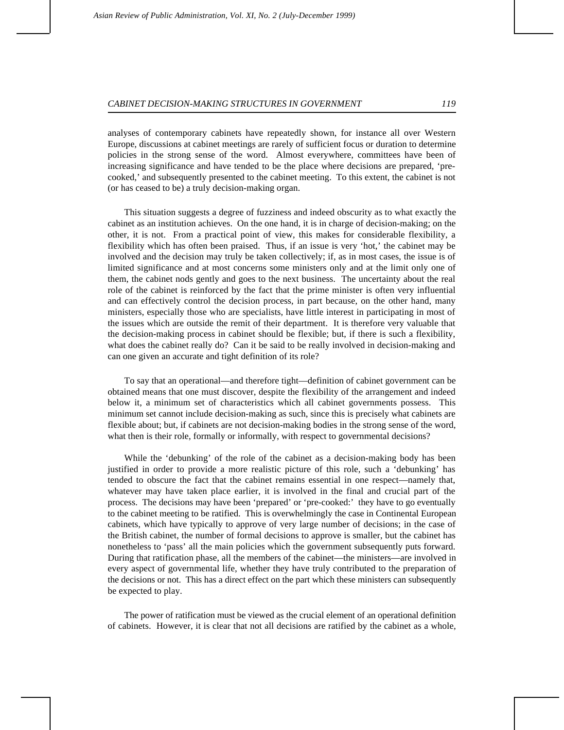analyses of contemporary cabinets have repeatedly shown, for instance all over Western Europe, discussions at cabinet meetings are rarely of sufficient focus or duration to determine policies in the strong sense of the word. Almost everywhere, committees have been of increasing significance and have tended to be the place where decisions are prepared, 'pre-cooked,' and subsequently presented to the cabinet meeting. To this extent, the cabinet is not (or has ceased to be) a truly decision-making organ.

This situation suggests a degree of fuzziness and indeed obscurity as to what exactly the cabinet as an institution achieves. On the one hand, it is in charge of decision-making; on the other, it is not. From a practical point of view, this makes for considerable flexibility, a flexibility which has often been praised. Thus, if an issue is very 'hot,' the cabinet may be involved and the decision may truly be taken collectively; if, as in most cases, the issue is of limited significance and at most concerns some ministers only and at the limit only one of them, the cabinet nods gently and goes to the next business. The uncertainty about the real role of the cabinet is reinforced by the fact that the prime minister is often very influential and can effectively control the decision process, in part because, on the other hand, many ministers, especially those who are specialists, have little interest in participating in most of the issues which are outside the remit of their department. It is therefore very valuable that the decision-making process in cabinet should be flexible; but, if there is such a flexibility, what does the cabinet really do? Can it be said to be really involved in decision-making and can one given an accurate and tight definition of its role?

To say that an operational—and therefore tight—definition of cabinet government can be obtained means that one must discover, despite the flexibility of the arrangement and indeed below it, a minimum set of characteristics which all cabinet governments possess. This minimum set cannot include decision-making as such, since this is precisely what cabinets are flexible about; but, if cabinets are not decision-making bodies in the strong sense of the word, what then is their role, formally or informally, with respect to governmental decisions?

While the 'debunking' of the role of the cabinet as a decision-making body has been justified in order to provide a more realistic picture of this role, such a 'debunking' has tended to obscure the fact that the cabinet remains essential in one respect—namely that, whatever may have taken place earlier, it is involved in the final and crucial part of the process. The decisions may have been 'prepared' or 'pre-cooked:' they have to go eventually to the cabinet meeting to be ratified. This is overwhelmingly the case in Continental European cabinets, which have typically to approve of very large number of decisions; in the case of the British cabinet, the number of formal decisions to approve is smaller, but the cabinet has nonetheless to 'pass' all the main policies which the government subsequently puts forward. During that ratification phase, all the members of the cabinet—the ministers—are involved in every aspect of governmental life, whether they have truly contributed to the preparation of the decisions or not. This has a direct effect on the part which these ministers can subsequently be expected to play.

The power of ratification must be viewed as the crucial element of an operational definition of cabinets. However, it is clear that not all decisions are ratified by the cabinet as a whole,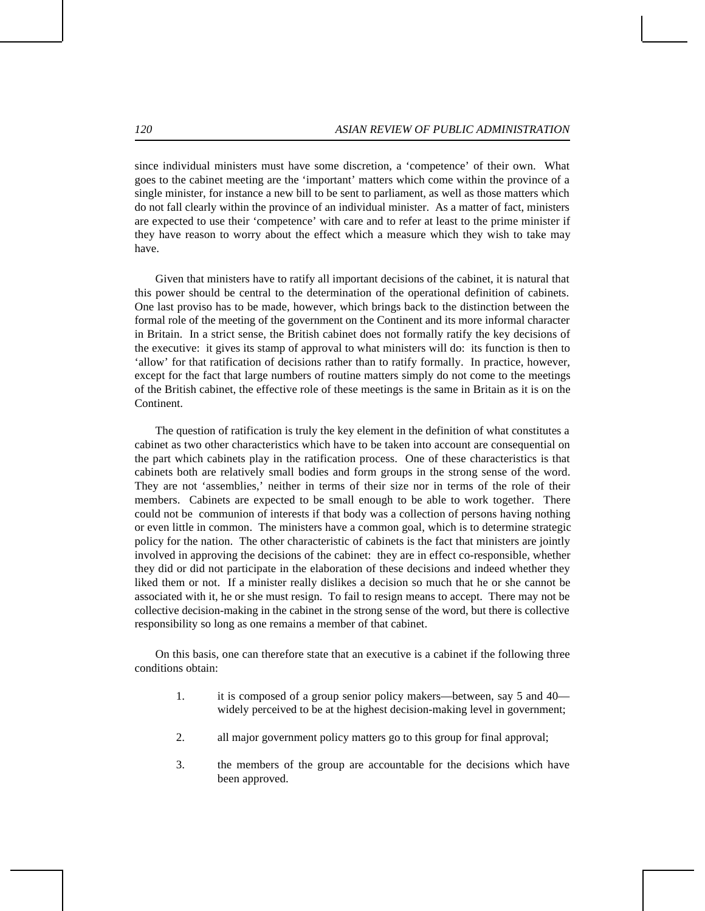since individual ministers must have some discretion, a 'competence' of their own. What goes to the cabinet meeting are the 'important' matters which come within the province of a single minister, for instance a new bill to be sent to parliament, as well as those matters which do not fall clearly within the province of an individual minister. As a matter of fact, ministers are expected to use their 'competence' with care and to refer at least to the prime minister if they have reason to worry about the effect which a measure which they wish to take may have.

Given that ministers have to ratify all important decisions of the cabinet, it is natural that this power should be central to the determination of the operational definition of cabinets. One last proviso has to be made, however, which brings back to the distinction between the formal role of the meeting of the government on the Continent and its more informal character in Britain. In a strict sense, the British cabinet does not formally ratify the key decisions of the executive: it gives its stamp of approval to what ministers will do: its function is then to 'allow' for that ratification of decisions rather than to ratify formally. In practice, however, except for the fact that large numbers of routine matters simply do not come to the meetings of the British cabinet, the effective role of these meetings is the same in Britain as it is on the Continent.

The question of ratification is truly the key element in the definition of what constitutes a cabinet as two other characteristics which have to be taken into account are consequential on the part which cabinets play in the ratification process. One of these characteristics is that cabinets both are relatively small bodies and form groups in the strong sense of the word. They are not 'assemblies,' neither in terms of their size nor in terms of the role of their members. Cabinets are expected to be small enough to be able to work together. There could not be communion of interests if that body was a collection of persons having nothing or even little in common. The ministers have a common goal, which is to determine strategic policy for the nation. The other characteristic of cabinets is the fact that ministers are jointly involved in approving the decisions of the cabinet: they are in effect co-responsible, whether they did or did not participate in the elaboration of these decisions and indeed whether they liked them or not. If a minister really dislikes a decision so much that he or she cannot be associated with it, he or she must resign. To fail to resign means to accept. There may not be collective decision-making in the cabinet in the strong sense of the word, but there is collective responsibility so long as one remains a member of that cabinet.

On this basis, one can therefore state that an executive is a cabinet if the following three conditions obtain:

1. it is composed of a group senior policy makers—between, say 5 and 40—widely perceived to be at the highest decision-making level in government;
2. all major government policy matters go to this group for final approval;
3. the members of the group are accountable for the decisions which have been approved.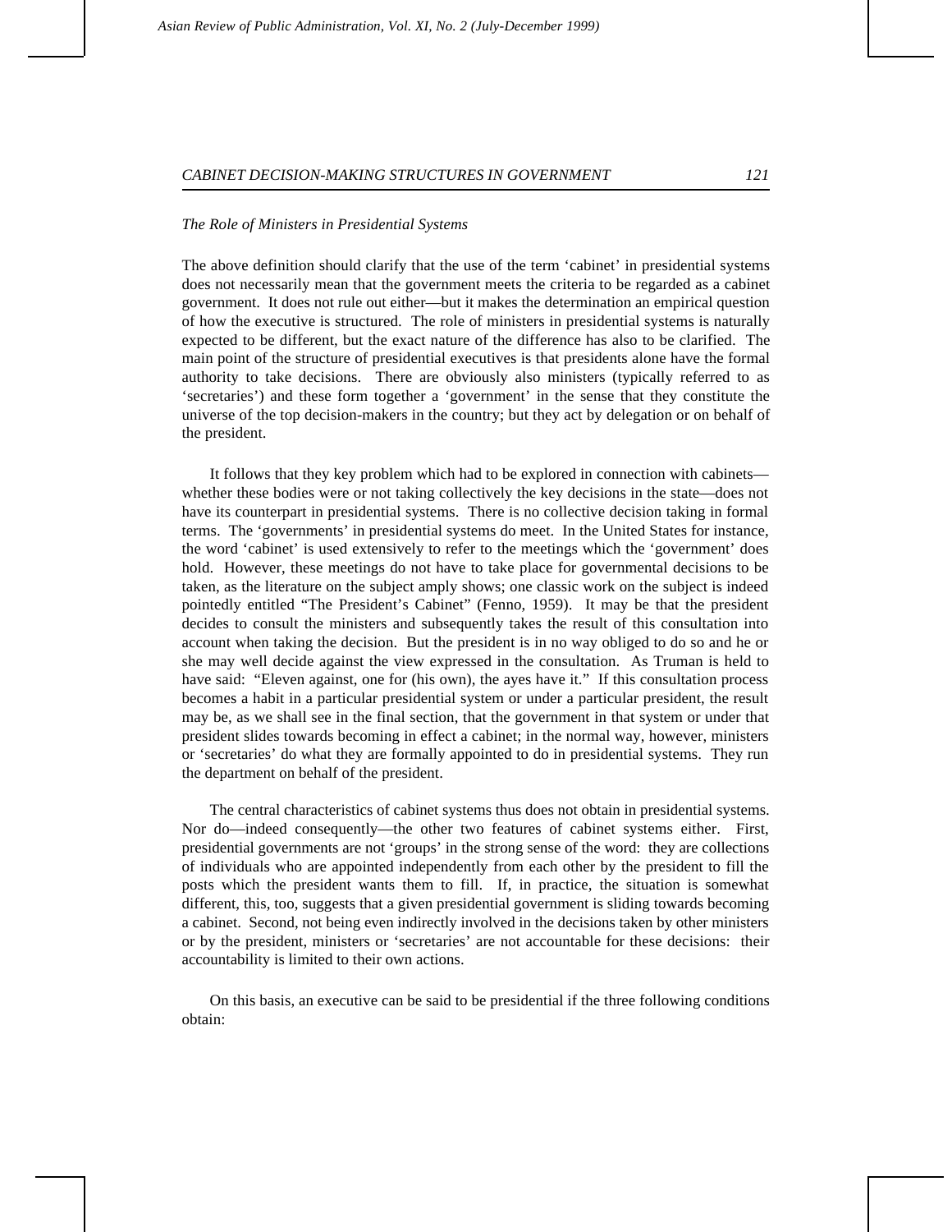*The Role of Ministers in Presidential Systems*

The above definition should clarify that the use of the term 'cabinet' in presidential systems does not necessarily mean that the government meets the criteria to be regarded as a cabinet government. It does not rule out either—but it makes the determination an empirical question of how the executive is structured. The role of ministers in presidential systems is naturally expected to be different, but the exact nature of the difference has also to be clarified. The main point of the structure of presidential executives is that presidents alone have the formal authority to take decisions. There are obviously also ministers (typically referred to as 'secretaries') and these form together a 'government' in the sense that they constitute the universe of the top decision-makers in the country; but they act by delegation or on behalf of the president.

It follows that they key problem which had to be explored in connection with cabinets—whether these bodies were or not taking collectively the key decisions in the state—does not have its counterpart in presidential systems. There is no collective decision taking in formal terms. The 'governments' in presidential systems do meet. In the United States for instance, the word 'cabinet' is used extensively to refer to the meetings which the 'government' does hold. However, these meetings do not have to take place for governmental decisions to be taken, as the literature on the subject amply shows; one classic work on the subject is indeed pointedly entitled "The President's Cabinet" (Fenno, 1959). It may be that the president decides to consult the ministers and subsequently takes the result of this consultation into account when taking the decision. But the president is in no way obliged to do so and he or she may well decide against the view expressed in the consultation. As Truman is held to have said: "Eleven against, one for (his own), the ayes have it." If this consultation process becomes a habit in a particular presidential system or under a particular president, the result may be, as we shall see in the final section, that the government in that system or under that president slides towards becoming in effect a cabinet; in the normal way, however, ministers or 'secretaries' do what they are formally appointed to do in presidential systems. They run the department on behalf of the president.

The central characteristics of cabinet systems thus does not obtain in presidential systems. Nor do—indeed consequently—the other two features of cabinet systems either. First, presidential governments are not 'groups' in the strong sense of the word: they are collections of individuals who are appointed independently from each other by the president to fill the posts which the president wants them to fill. If, in practice, the situation is somewhat different, this, too, suggests that a given presidential government is sliding towards becoming a cabinet. Second, not being even indirectly involved in the decisions taken by other ministers or by the president, ministers or 'secretaries' are not accountable for these decisions: their accountability is limited to their own actions.

On this basis, an executive can be said to be presidential if the three following conditions obtain: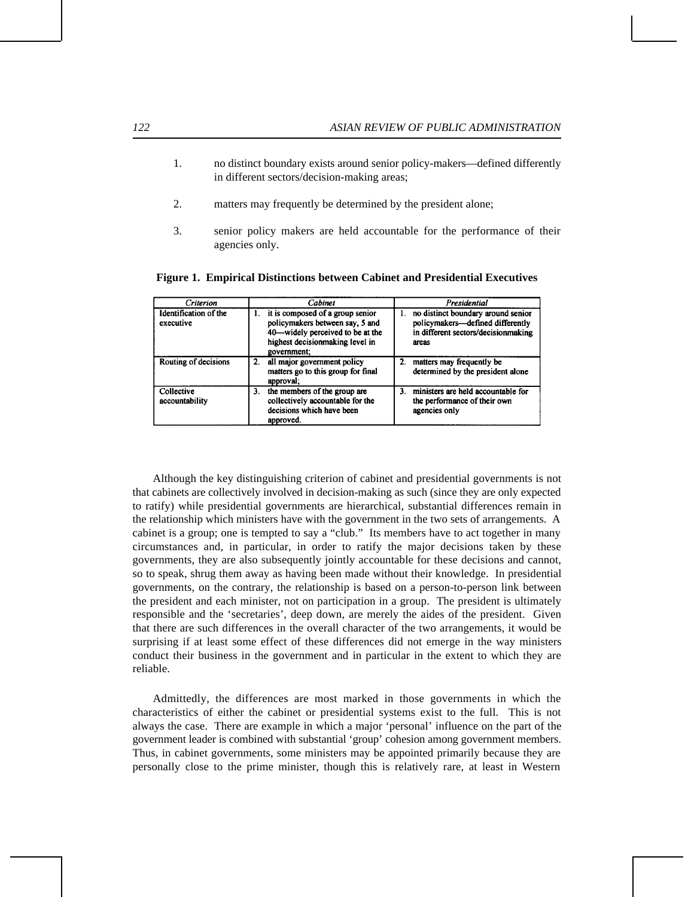1. no distinct boundary exists around senior policy-makers—defined differently in different sectors/decision-making areas;

2. matters may frequently be determined by the president alone;

3. senior policy makers are held accountable for the performance of their agencies only.

**Figure 1. Empirical Distinctions between Cabinet and Presidential Executives**

| *Criterion* | *Cabinet* | *Presidential* |
|---|---|---|
| Identification of the executive | 1. it is composed of a group senior policymakers between say, 5 and 40—widely perceived to be at the highest decisionmaking level in government; | 1. no distinct boundary around senior policymakers—defined differently in different sectors/decisionmaking areas |
| Routing of decisions | 2. all major government policy matters go to this group for final approval; | 2. matters may frequently be determined by the president alone |
| Collective accountability | 3. the members of the group are collectively accountable for the decisions which have been approved. | 3. ministers are held accountable for the performance of their own agencies only |

Although the key distinguishing criterion of cabinet and presidential governments is not that cabinets are collectively involved in decision-making as such (since they are only expected to ratify) while presidential governments are hierarchical, substantial differences remain in the relationship which ministers have with the government in the two sets of arrangements. A cabinet is a group; one is tempted to say a "club." Its members have to act together in many circumstances and, in particular, in order to ratify the major decisions taken by these governments, they are also subsequently jointly accountable for these decisions and cannot, so to speak, shrug them away as having been made without their knowledge. In presidential governments, on the contrary, the relationship is based on a person-to-person link between the president and each minister, not on participation in a group. The president is ultimately responsible and the 'secretaries', deep down, are merely the aides of the president. Given that there are such differences in the overall character of the two arrangements, it would be surprising if at least some effect of these differences did not emerge in the way ministers conduct their business in the government and in particular in the extent to which they are reliable.

Admittedly, the differences are most marked in those governments in which the characteristics of either the cabinet or presidential systems exist to the full. This is not always the case. There are example in which a major 'personal' influence on the part of the government leader is combined with substantial 'group' cohesion among government members. Thus, in cabinet governments, some ministers may be appointed primarily because they are personally close to the prime minister, though this is relatively rare, at least in Western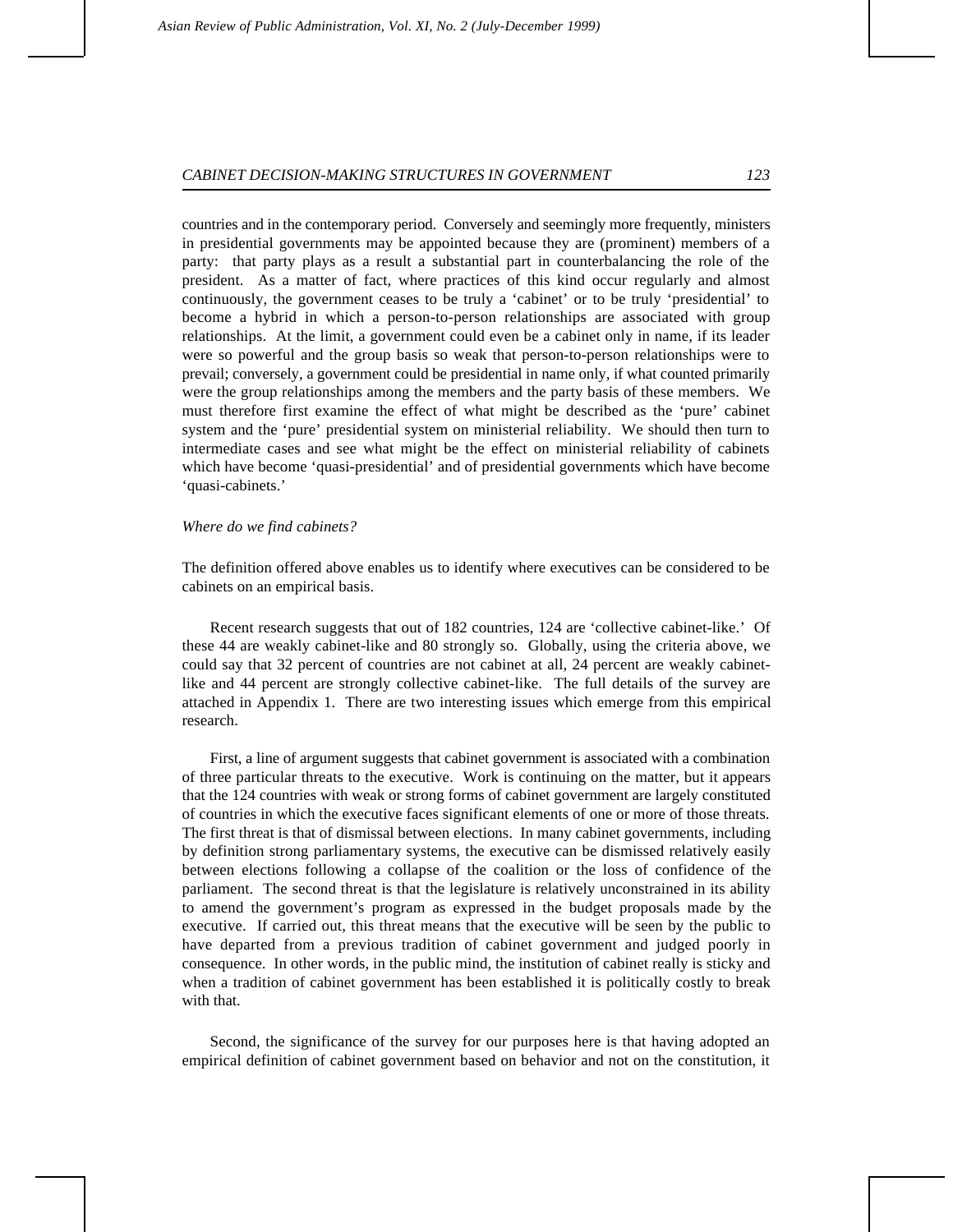countries and in the contemporary period. Conversely and seemingly more frequently, ministers in presidential governments may be appointed because they are (prominent) members of a party: that party plays as a result a substantial part in counterbalancing the role of the president. As a matter of fact, where practices of this kind occur regularly and almost continuously, the government ceases to be truly a 'cabinet' or to be truly 'presidential' to become a hybrid in which a person-to-person relationships are associated with group relationships. At the limit, a government could even be a cabinet only in name, if its leader were so powerful and the group basis so weak that person-to-person relationships were to prevail; conversely, a government could be presidential in name only, if what counted primarily were the group relationships among the members and the party basis of these members. We must therefore first examine the effect of what might be described as the 'pure' cabinet system and the 'pure' presidential system on ministerial reliability. We should then turn to intermediate cases and see what might be the effect on ministerial reliability of cabinets which have become 'quasi-presidential' and of presidential governments which have become 'quasi-cabinets.'

*Where do we find cabinets?*

The definition offered above enables us to identify where executives can be considered to be cabinets on an empirical basis.

Recent research suggests that out of 182 countries, 124 are 'collective cabinet-like.' Of these 44 are weakly cabinet-like and 80 strongly so. Globally, using the criteria above, we could say that 32 percent of countries are not cabinet at all, 24 percent are weakly cabinet-like and 44 percent are strongly collective cabinet-like. The full details of the survey are attached in Appendix 1. There are two interesting issues which emerge from this empirical research.

First, a line of argument suggests that cabinet government is associated with a combination of three particular threats to the executive. Work is continuing on the matter, but it appears that the 124 countries with weak or strong forms of cabinet government are largely constituted of countries in which the executive faces significant elements of one or more of those threats. The first threat is that of dismissal between elections. In many cabinet governments, including by definition strong parliamentary systems, the executive can be dismissed relatively easily between elections following a collapse of the coalition or the loss of confidence of the parliament. The second threat is that the legislature is relatively unconstrained in its ability to amend the government's program as expressed in the budget proposals made by the executive. If carried out, this threat means that the executive will be seen by the public to have departed from a previous tradition of cabinet government and judged poorly in consequence. In other words, in the public mind, the institution of cabinet really is sticky and when a tradition of cabinet government has been established it is politically costly to break with that.

Second, the significance of the survey for our purposes here is that having adopted an empirical definition of cabinet government based on behavior and not on the constitution, it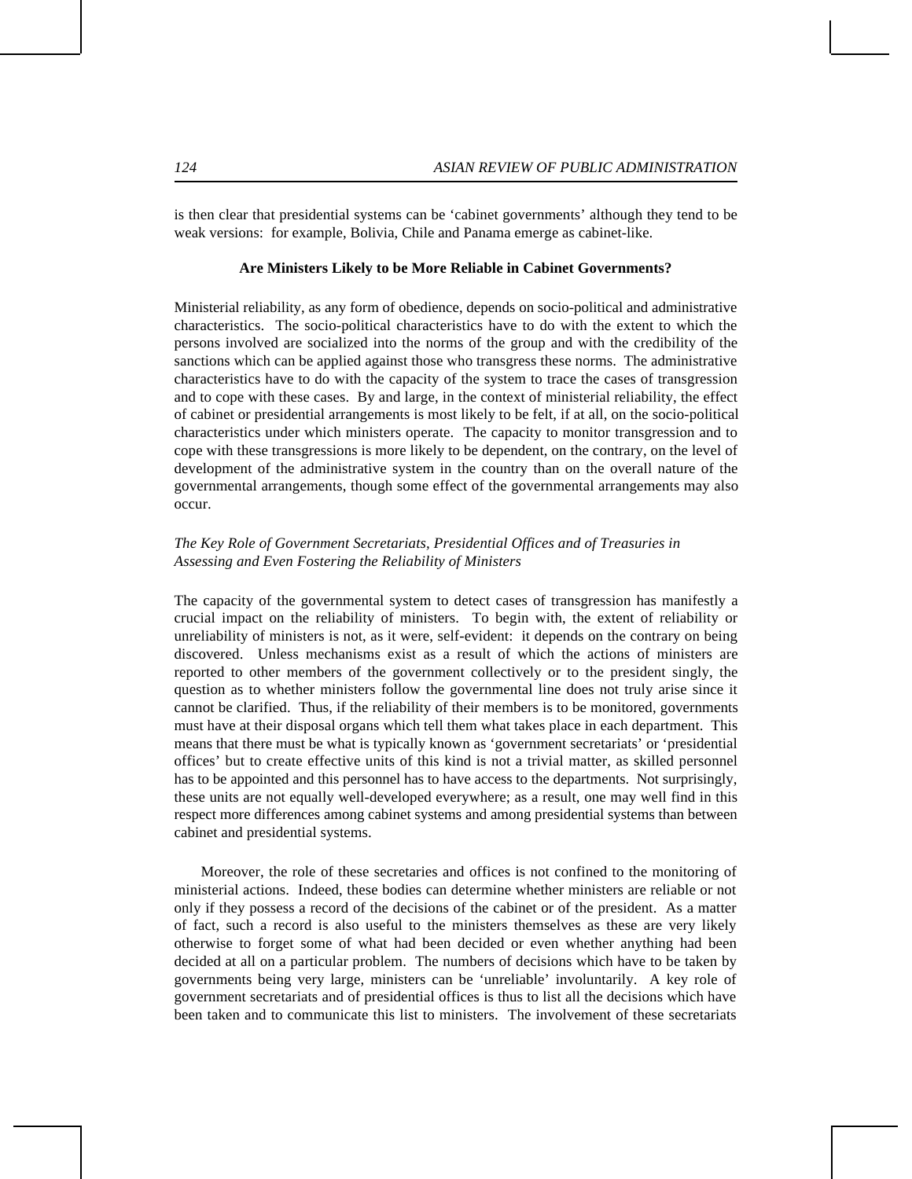is then clear that presidential systems can be 'cabinet governments' although they tend to be weak versions: for example, Bolivia, Chile and Panama emerge as cabinet-like.

## Are Ministers Likely to be More Reliable in Cabinet Governments?

Ministerial reliability, as any form of obedience, depends on socio-political and administrative characteristics. The socio-political characteristics have to do with the extent to which the persons involved are socialized into the norms of the group and with the credibility of the sanctions which can be applied against those who transgress these norms. The administrative characteristics have to do with the capacity of the system to trace the cases of transgression and to cope with these cases. By and large, in the context of ministerial reliability, the effect of cabinet or presidential arrangements is most likely to be felt, if at all, on the socio-political characteristics under which ministers operate. The capacity to monitor transgression and to cope with these transgressions is more likely to be dependent, on the contrary, on the level of development of the administrative system in the country than on the overall nature of the governmental arrangements, though some effect of the governmental arrangements may also occur.

### *The Key Role of Government Secretariats, Presidential Offices and of Treasuries in Assessing and Even Fostering the Reliability of Ministers*

The capacity of the governmental system to detect cases of transgression has manifestly a crucial impact on the reliability of ministers. To begin with, the extent of reliability or unreliability of ministers is not, as it were, self-evident: it depends on the contrary on being discovered. Unless mechanisms exist as a result of which the actions of ministers are reported to other members of the government collectively or to the president singly, the question as to whether ministers follow the governmental line does not truly arise since it cannot be clarified. Thus, if the reliability of their members is to be monitored, governments must have at their disposal organs which tell them what takes place in each department. This means that there must be what is typically known as 'government secretariats' or 'presidential offices' but to create effective units of this kind is not a trivial matter, as skilled personnel has to be appointed and this personnel has to have access to the departments. Not surprisingly, these units are not equally well-developed everywhere; as a result, one may well find in this respect more differences among cabinet systems and among presidential systems than between cabinet and presidential systems.

Moreover, the role of these secretaries and offices is not confined to the monitoring of ministerial actions. Indeed, these bodies can determine whether ministers are reliable or not only if they possess a record of the decisions of the cabinet or of the president. As a matter of fact, such a record is also useful to the ministers themselves as these are very likely otherwise to forget some of what had been decided or even whether anything had been decided at all on a particular problem. The numbers of decisions which have to be taken by governments being very large, ministers can be 'unreliable' involuntarily. A key role of government secretariats and of presidential offices is thus to list all the decisions which have been taken and to communicate this list to ministers. The involvement of these secretariats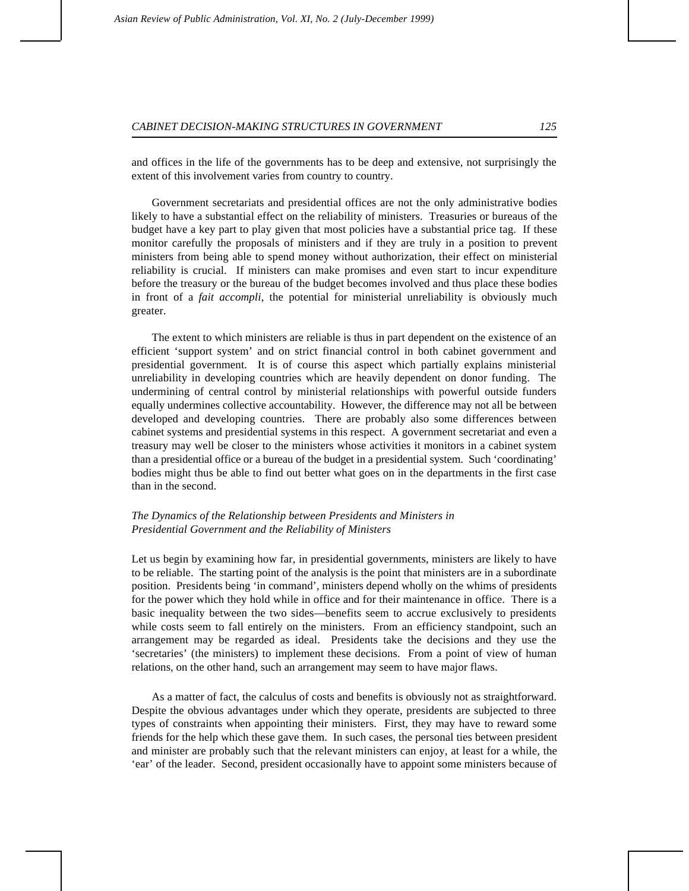and offices in the life of the governments has to be deep and extensive, not surprisingly the extent of this involvement varies from country to country.

Government secretariats and presidential offices are not the only administrative bodies likely to have a substantial effect on the reliability of ministers. Treasuries or bureaus of the budget have a key part to play given that most policies have a substantial price tag. If these monitor carefully the proposals of ministers and if they are truly in a position to prevent ministers from being able to spend money without authorization, their effect on ministerial reliability is crucial. If ministers can make promises and even start to incur expenditure before the treasury or the bureau of the budget becomes involved and thus place these bodies in front of a *fait accompli*, the potential for ministerial unreliability is obviously much greater.

The extent to which ministers are reliable is thus in part dependent on the existence of an efficient 'support system' and on strict financial control in both cabinet government and presidential government. It is of course this aspect which partially explains ministerial unreliability in developing countries which are heavily dependent on donor funding. The undermining of central control by ministerial relationships with powerful outside funders equally undermines collective accountability. However, the difference may not all be between developed and developing countries. There are probably also some differences between cabinet systems and presidential systems in this respect. A government secretariat and even a treasury may well be closer to the ministers whose activities it monitors in a cabinet system than a presidential office or a bureau of the budget in a presidential system. Such 'coordinating' bodies might thus be able to find out better what goes on in the departments in the first case than in the second.

### *The Dynamics of the Relationship between Presidents and Ministers in Presidential Government and the Reliability of Ministers*

Let us begin by examining how far, in presidential governments, ministers are likely to have to be reliable. The starting point of the analysis is the point that ministers are in a subordinate position. Presidents being 'in command', ministers depend wholly on the whims of presidents for the power which they hold while in office and for their maintenance in office. There is a basic inequality between the two sides—benefits seem to accrue exclusively to presidents while costs seem to fall entirely on the ministers. From an efficiency standpoint, such an arrangement may be regarded as ideal. Presidents take the decisions and they use the 'secretaries' (the ministers) to implement these decisions. From a point of view of human relations, on the other hand, such an arrangement may seem to have major flaws.

As a matter of fact, the calculus of costs and benefits is obviously not as straightforward. Despite the obvious advantages under which they operate, presidents are subjected to three types of constraints when appointing their ministers. First, they may have to reward some friends for the help which these gave them. In such cases, the personal ties between president and minister are probably such that the relevant ministers can enjoy, at least for a while, the 'ear' of the leader. Second, president occasionally have to appoint some ministers because of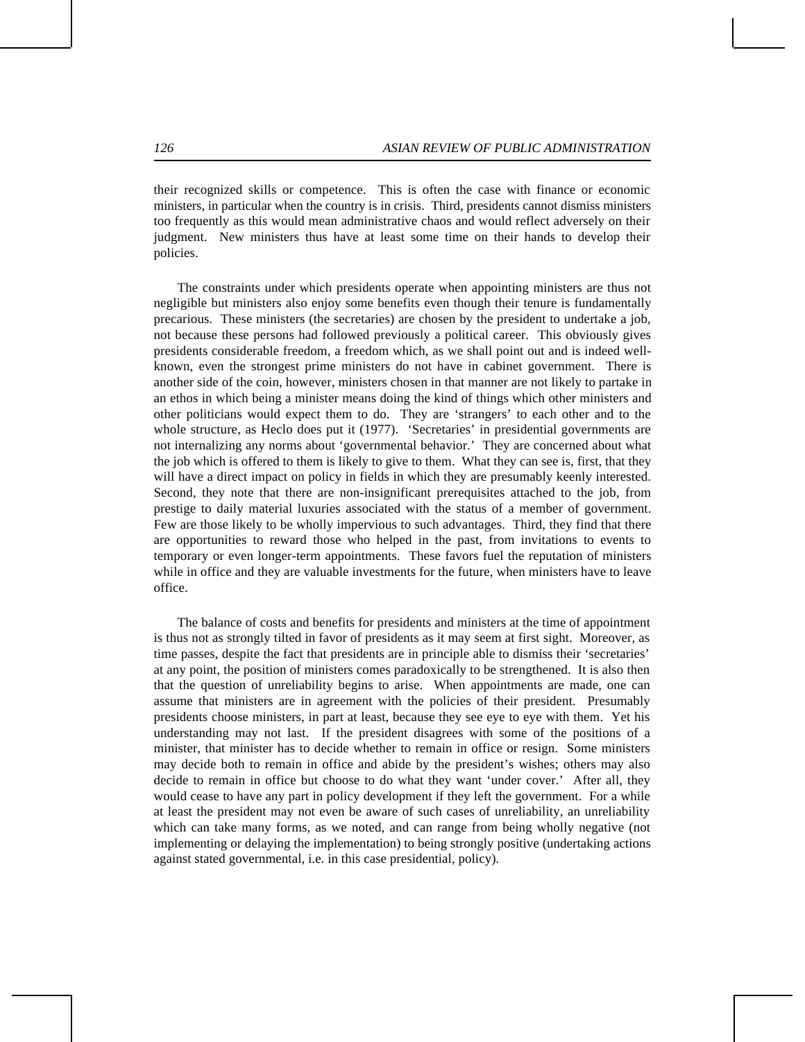their recognized skills or competence. This is often the case with finance or economic ministers, in particular when the country is in crisis. Third, presidents cannot dismiss ministers too frequently as this would mean administrative chaos and would reflect adversely on their judgment. New ministers thus have at least some time on their hands to develop their policies.

The constraints under which presidents operate when appointing ministers are thus not negligible but ministers also enjoy some benefits even though their tenure is fundamentally precarious. These ministers (the secretaries) are chosen by the president to undertake a job, not because these persons had followed previously a political career. This obviously gives presidents considerable freedom, a freedom which, as we shall point out and is indeed well-known, even the strongest prime ministers do not have in cabinet government. There is another side of the coin, however, ministers chosen in that manner are not likely to partake in an ethos in which being a minister means doing the kind of things which other ministers and other politicians would expect them to do. They are 'strangers' to each other and to the whole structure, as Heclo does put it (1977). 'Secretaries' in presidential governments are not internalizing any norms about 'governmental behavior.' They are concerned about what the job which is offered to them is likely to give to them. What they can see is, first, that they will have a direct impact on policy in fields in which they are presumably keenly interested. Second, they note that there are non-insignificant prerequisites attached to the job, from prestige to daily material luxuries associated with the status of a member of government. Few are those likely to be wholly impervious to such advantages. Third, they find that there are opportunities to reward those who helped in the past, from invitations to events to temporary or even longer-term appointments. These favors fuel the reputation of ministers while in office and they are valuable investments for the future, when ministers have to leave office.

The balance of costs and benefits for presidents and ministers at the time of appointment is thus not as strongly tilted in favor of presidents as it may seem at first sight. Moreover, as time passes, despite the fact that presidents are in principle able to dismiss their 'secretaries' at any point, the position of ministers comes paradoxically to be strengthened. It is also then that the question of unreliability begins to arise. When appointments are made, one can assume that ministers are in agreement with the policies of their president. Presumably presidents choose ministers, in part at least, because they see eye to eye with them. Yet his understanding may not last. If the president disagrees with some of the positions of a minister, that minister has to decide whether to remain in office or resign. Some ministers may decide both to remain in office and abide by the president's wishes; others may also decide to remain in office but choose to do what they want 'under cover.' After all, they would cease to have any part in policy development if they left the government. For a while at least the president may not even be aware of such cases of unreliability, an unreliability which can take many forms, as we noted, and can range from being wholly negative (not implementing or delaying the implementation) to being strongly positive (undertaking actions against stated governmental, i.e. in this case presidential, policy).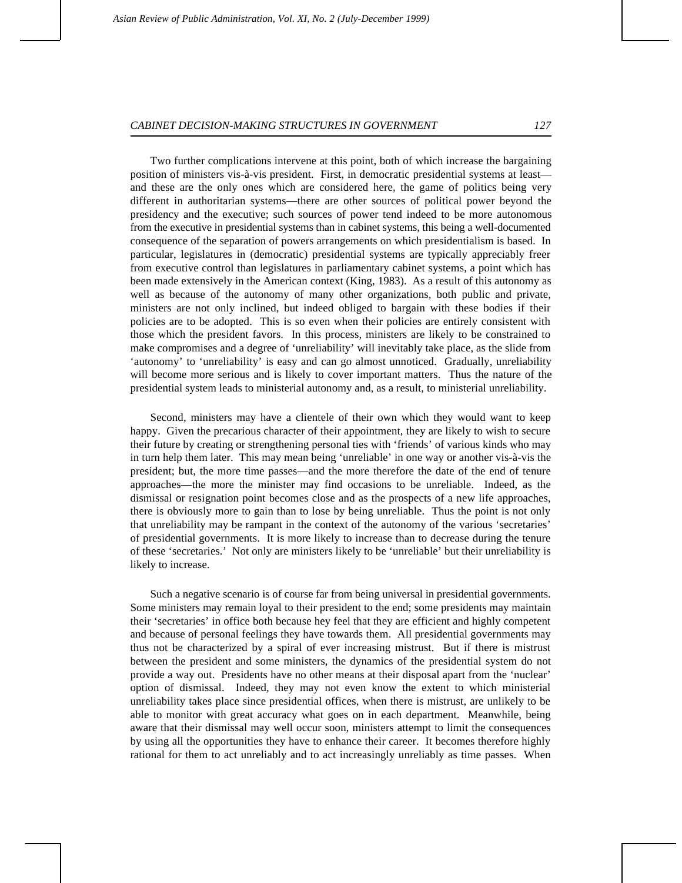Two further complications intervene at this point, both of which increase the bargaining position of ministers vis-à-vis president. First, in democratic presidential systems at least—and these are the only ones which are considered here, the game of politics being very different in authoritarian systems—there are other sources of political power beyond the presidency and the executive; such sources of power tend indeed to be more autonomous from the executive in presidential systems than in cabinet systems, this being a well-documented consequence of the separation of powers arrangements on which presidentialism is based. In particular, legislatures in (democratic) presidential systems are typically appreciably freer from executive control than legislatures in parliamentary cabinet systems, a point which has been made extensively in the American context (King, 1983). As a result of this autonomy as well as because of the autonomy of many other organizations, both public and private, ministers are not only inclined, but indeed obliged to bargain with these bodies if their policies are to be adopted. This is so even when their policies are entirely consistent with those which the president favors. In this process, ministers are likely to be constrained to make compromises and a degree of 'unreliability' will inevitably take place, as the slide from 'autonomy' to 'unreliability' is easy and can go almost unnoticed. Gradually, unreliability will become more serious and is likely to cover important matters. Thus the nature of the presidential system leads to ministerial autonomy and, as a result, to ministerial unreliability.

Second, ministers may have a clientele of their own which they would want to keep happy. Given the precarious character of their appointment, they are likely to wish to secure their future by creating or strengthening personal ties with 'friends' of various kinds who may in turn help them later. This may mean being 'unreliable' in one way or another vis-à-vis the president; but, the more time passes—and the more therefore the date of the end of tenure approaches—the more the minister may find occasions to be unreliable. Indeed, as the dismissal or resignation point becomes close and as the prospects of a new life approaches, there is obviously more to gain than to lose by being unreliable. Thus the point is not only that unreliability may be rampant in the context of the autonomy of the various 'secretaries' of presidential governments. It is more likely to increase than to decrease during the tenure of these 'secretaries.' Not only are ministers likely to be 'unreliable' but their unreliability is likely to increase.

Such a negative scenario is of course far from being universal in presidential governments. Some ministers may remain loyal to their president to the end; some presidents may maintain their 'secretaries' in office both because hey feel that they are efficient and highly competent and because of personal feelings they have towards them. All presidential governments may thus not be characterized by a spiral of ever increasing mistrust. But if there is mistrust between the president and some ministers, the dynamics of the presidential system do not provide a way out. Presidents have no other means at their disposal apart from the 'nuclear' option of dismissal. Indeed, they may not even know the extent to which ministerial unreliability takes place since presidential offices, when there is mistrust, are unlikely to be able to monitor with great accuracy what goes on in each department. Meanwhile, being aware that their dismissal may well occur soon, ministers attempt to limit the consequences by using all the opportunities they have to enhance their career. It becomes therefore highly rational for them to act unreliably and to act increasingly unreliably as time passes. When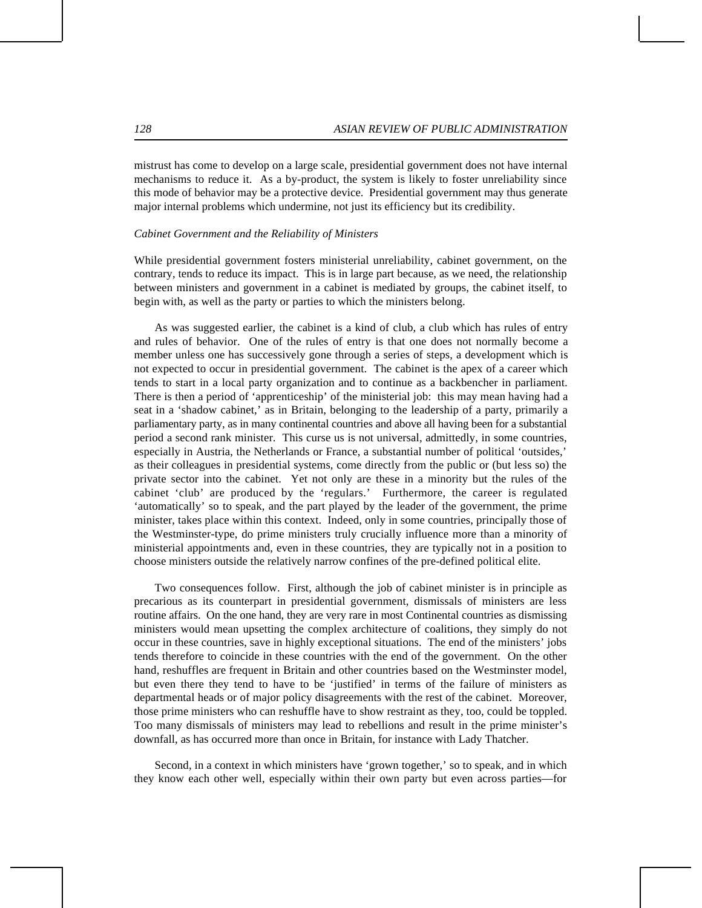mistrust has come to develop on a large scale, presidential government does not have internal mechanisms to reduce it. As a by-product, the system is likely to foster unreliability since this mode of behavior may be a protective device. Presidential government may thus generate major internal problems which undermine, not just its efficiency but its credibility.

*Cabinet Government and the Reliability of Ministers*

While presidential government fosters ministerial unreliability, cabinet government, on the contrary, tends to reduce its impact. This is in large part because, as we need, the relationship between ministers and government in a cabinet is mediated by groups, the cabinet itself, to begin with, as well as the party or parties to which the ministers belong.

As was suggested earlier, the cabinet is a kind of club, a club which has rules of entry and rules of behavior. One of the rules of entry is that one does not normally become a member unless one has successively gone through a series of steps, a development which is not expected to occur in presidential government. The cabinet is the apex of a career which tends to start in a local party organization and to continue as a backbencher in parliament. There is then a period of 'apprenticeship' of the ministerial job: this may mean having had a seat in a 'shadow cabinet,' as in Britain, belonging to the leadership of a party, primarily a parliamentary party, as in many continental countries and above all having been for a substantial period a second rank minister. This curse us is not universal, admittedly, in some countries, especially in Austria, the Netherlands or France, a substantial number of political 'outsides,' as their colleagues in presidential systems, come directly from the public or (but less so) the private sector into the cabinet. Yet not only are these in a minority but the rules of the cabinet 'club' are produced by the 'regulars.' Furthermore, the career is regulated 'automatically' so to speak, and the part played by the leader of the government, the prime minister, takes place within this context. Indeed, only in some countries, principally those of the Westminster-type, do prime ministers truly crucially influence more than a minority of ministerial appointments and, even in these countries, they are typically not in a position to choose ministers outside the relatively narrow confines of the pre-defined political elite.

Two consequences follow. First, although the job of cabinet minister is in principle as precarious as its counterpart in presidential government, dismissals of ministers are less routine affairs. On the one hand, they are very rare in most Continental countries as dismissing ministers would mean upsetting the complex architecture of coalitions, they simply do not occur in these countries, save in highly exceptional situations. The end of the ministers' jobs tends therefore to coincide in these countries with the end of the government. On the other hand, reshuffles are frequent in Britain and other countries based on the Westminster model, but even there they tend to have to be 'justified' in terms of the failure of ministers as departmental heads or of major policy disagreements with the rest of the cabinet. Moreover, those prime ministers who can reshuffle have to show restraint as they, too, could be toppled. Too many dismissals of ministers may lead to rebellions and result in the prime minister's downfall, as has occurred more than once in Britain, for instance with Lady Thatcher.

Second, in a context in which ministers have 'grown together,' so to speak, and in which they know each other well, especially within their own party but even across parties—for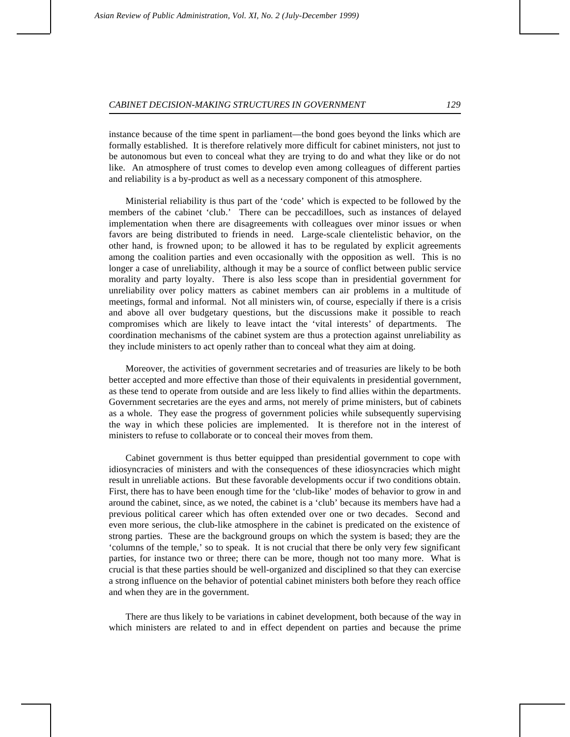instance because of the time spent in parliament—the bond goes beyond the links which are formally established. It is therefore relatively more difficult for cabinet ministers, not just to be autonomous but even to conceal what they are trying to do and what they like or do not like. An atmosphere of trust comes to develop even among colleagues of different parties and reliability is a by-product as well as a necessary component of this atmosphere.

Ministerial reliability is thus part of the 'code' which is expected to be followed by the members of the cabinet 'club.' There can be peccadilloes, such as instances of delayed implementation when there are disagreements with colleagues over minor issues or when favors are being distributed to friends in need. Large-scale clientelistic behavior, on the other hand, is frowned upon; to be allowed it has to be regulated by explicit agreements among the coalition parties and even occasionally with the opposition as well. This is no longer a case of unreliability, although it may be a source of conflict between public service morality and party loyalty. There is also less scope than in presidential government for unreliability over policy matters as cabinet members can air problems in a multitude of meetings, formal and informal. Not all ministers win, of course, especially if there is a crisis and above all over budgetary questions, but the discussions make it possible to reach compromises which are likely to leave intact the 'vital interests' of departments. The coordination mechanisms of the cabinet system are thus a protection against unreliability as they include ministers to act openly rather than to conceal what they aim at doing.

Moreover, the activities of government secretaries and of treasuries are likely to be both better accepted and more effective than those of their equivalents in presidential government, as these tend to operate from outside and are less likely to find allies within the departments. Government secretaries are the eyes and arms, not merely of prime ministers, but of cabinets as a whole. They ease the progress of government policies while subsequently supervising the way in which these policies are implemented. It is therefore not in the interest of ministers to refuse to collaborate or to conceal their moves from them.

Cabinet government is thus better equipped than presidential government to cope with idiosyncracies of ministers and with the consequences of these idiosyncracies which might result in unreliable actions. But these favorable developments occur if two conditions obtain. First, there has to have been enough time for the 'club-like' modes of behavior to grow in and around the cabinet, since, as we noted, the cabinet is a 'club' because its members have had a previous political career which has often extended over one or two decades. Second and even more serious, the club-like atmosphere in the cabinet is predicated on the existence of strong parties. These are the background groups on which the system is based; they are the 'columns of the temple,' so to speak. It is not crucial that there be only very few significant parties, for instance two or three; there can be more, though not too many more. What is crucial is that these parties should be well-organized and disciplined so that they can exercise a strong influence on the behavior of potential cabinet ministers both before they reach office and when they are in the government.

There are thus likely to be variations in cabinet development, both because of the way in which ministers are related to and in effect dependent on parties and because the prime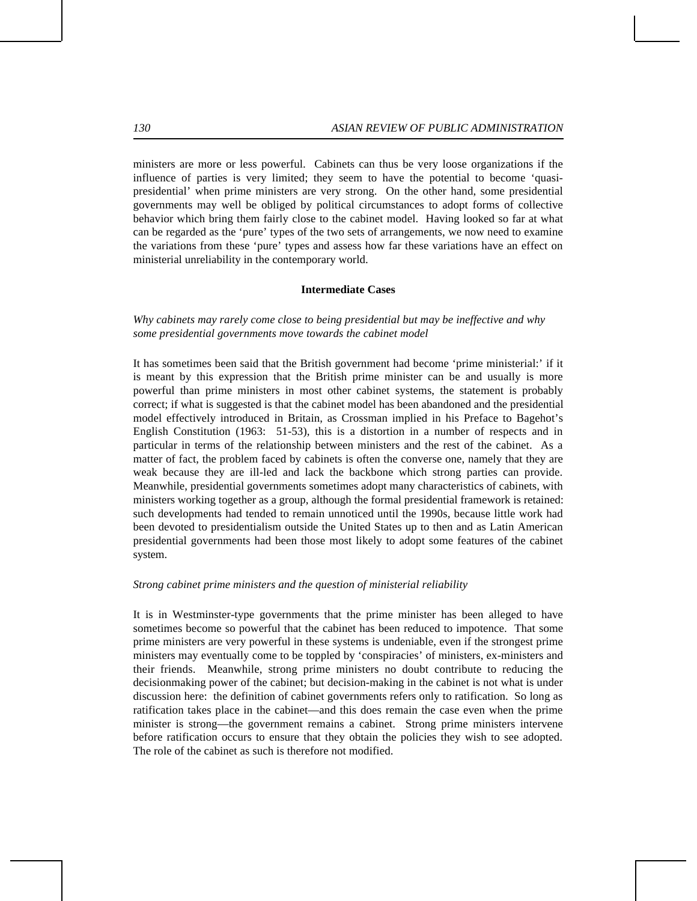ministers are more or less powerful. Cabinets can thus be very loose organizations if the influence of parties is very limited; they seem to have the potential to become 'quasi-presidential' when prime ministers are very strong. On the other hand, some presidential governments may well be obliged by political circumstances to adopt forms of collective behavior which bring them fairly close to the cabinet model. Having looked so far at what can be regarded as the 'pure' types of the two sets of arrangements, we now need to examine the variations from these 'pure' types and assess how far these variations have an effect on ministerial unreliability in the contemporary world.

## Intermediate Cases

*Why cabinets may rarely come close to being presidential but may be ineffective and why some presidential governments move towards the cabinet model*

It has sometimes been said that the British government had become 'prime ministerial:' if it is meant by this expression that the British prime minister can be and usually is more powerful than prime ministers in most other cabinet systems, the statement is probably correct; if what is suggested is that the cabinet model has been abandoned and the presidential model effectively introduced in Britain, as Crossman implied in his Preface to Bagehot's English Constitution (1963: 51-53), this is a distortion in a number of respects and in particular in terms of the relationship between ministers and the rest of the cabinet. As a matter of fact, the problem faced by cabinets is often the converse one, namely that they are weak because they are ill-led and lack the backbone which strong parties can provide. Meanwhile, presidential governments sometimes adopt many characteristics of cabinets, with ministers working together as a group, although the formal presidential framework is retained: such developments had tended to remain unnoticed until the 1990s, because little work had been devoted to presidentialism outside the United States up to then and as Latin American presidential governments had been those most likely to adopt some features of the cabinet system.

*Strong cabinet prime ministers and the question of ministerial reliability*

It is in Westminster-type governments that the prime minister has been alleged to have sometimes become so powerful that the cabinet has been reduced to impotence. That some prime ministers are very powerful in these systems is undeniable, even if the strongest prime ministers may eventually come to be toppled by 'conspiracies' of ministers, ex-ministers and their friends. Meanwhile, strong prime ministers no doubt contribute to reducing the decisionmaking power of the cabinet; but decision-making in the cabinet is not what is under discussion here: the definition of cabinet governments refers only to ratification. So long as ratification takes place in the cabinet—and this does remain the case even when the prime minister is strong—the government remains a cabinet. Strong prime ministers intervene before ratification occurs to ensure that they obtain the policies they wish to see adopted. The role of the cabinet as such is therefore not modified.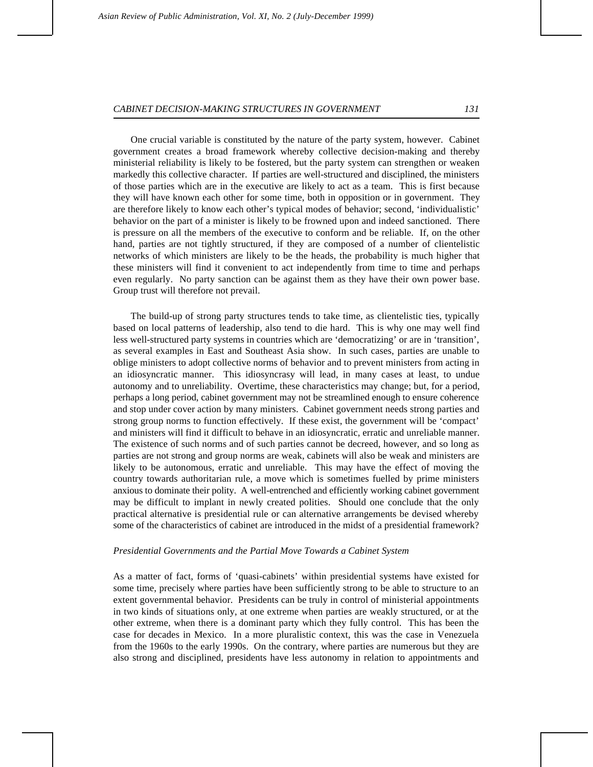One crucial variable is constituted by the nature of the party system, however. Cabinet government creates a broad framework whereby collective decision-making and thereby ministerial reliability is likely to be fostered, but the party system can strengthen or weaken markedly this collective character. If parties are well-structured and disciplined, the ministers of those parties which are in the executive are likely to act as a team. This is first because they will have known each other for some time, both in opposition or in government. They are therefore likely to know each other's typical modes of behavior; second, 'individualistic' behavior on the part of a minister is likely to be frowned upon and indeed sanctioned. There is pressure on all the members of the executive to conform and be reliable. If, on the other hand, parties are not tightly structured, if they are composed of a number of clientelistic networks of which ministers are likely to be the heads, the probability is much higher that these ministers will find it convenient to act independently from time to time and perhaps even regularly. No party sanction can be against them as they have their own power base. Group trust will therefore not prevail.

The build-up of strong party structures tends to take time, as clientelistic ties, typically based on local patterns of leadership, also tend to die hard. This is why one may well find less well-structured party systems in countries which are 'democratizing' or are in 'transition', as several examples in East and Southeast Asia show. In such cases, parties are unable to oblige ministers to adopt collective norms of behavior and to prevent ministers from acting in an idiosyncratic manner. This idiosyncrasy will lead, in many cases at least, to undue autonomy and to unreliability. Overtime, these characteristics may change; but, for a period, perhaps a long period, cabinet government may not be streamlined enough to ensure coherence and stop under cover action by many ministers. Cabinet government needs strong parties and strong group norms to function effectively. If these exist, the government will be 'compact' and ministers will find it difficult to behave in an idiosyncratic, erratic and unreliable manner. The existence of such norms and of such parties cannot be decreed, however, and so long as parties are not strong and group norms are weak, cabinets will also be weak and ministers are likely to be autonomous, erratic and unreliable. This may have the effect of moving the country towards authoritarian rule, a move which is sometimes fuelled by prime ministers anxious to dominate their polity. A well-entrenched and efficiently working cabinet government may be difficult to implant in newly created polities. Should one conclude that the only practical alternative is presidential rule or can alternative arrangements be devised whereby some of the characteristics of cabinet are introduced in the midst of a presidential framework?

*Presidential Governments and the Partial Move Towards a Cabinet System*

As a matter of fact, forms of 'quasi-cabinets' within presidential systems have existed for some time, precisely where parties have been sufficiently strong to be able to structure to an extent governmental behavior. Presidents can be truly in control of ministerial appointments in two kinds of situations only, at one extreme when parties are weakly structured, or at the other extreme, when there is a dominant party which they fully control. This has been the case for decades in Mexico. In a more pluralistic context, this was the case in Venezuela from the 1960s to the early 1990s. On the contrary, where parties are numerous but they are also strong and disciplined, presidents have less autonomy in relation to appointments and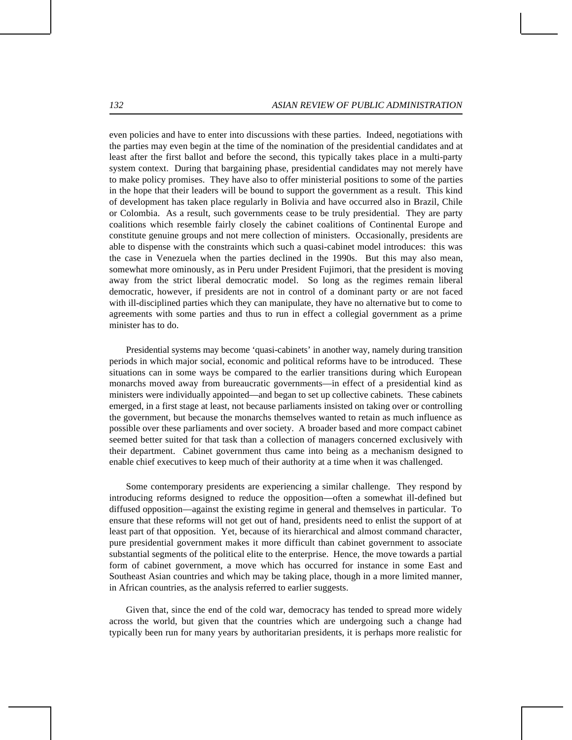even policies and have to enter into discussions with these parties. Indeed, negotiations with the parties may even begin at the time of the nomination of the presidential candidates and at least after the first ballot and before the second, this typically takes place in a multi-party system context. During that bargaining phase, presidential candidates may not merely have to make policy promises. They have also to offer ministerial positions to some of the parties in the hope that their leaders will be bound to support the government as a result. This kind of development has taken place regularly in Bolivia and have occurred also in Brazil, Chile or Colombia. As a result, such governments cease to be truly presidential. They are party coalitions which resemble fairly closely the cabinet coalitions of Continental Europe and constitute genuine groups and not mere collection of ministers. Occasionally, presidents are able to dispense with the constraints which such a quasi-cabinet model introduces: this was the case in Venezuela when the parties declined in the 1990s. But this may also mean, somewhat more ominously, as in Peru under President Fujimori, that the president is moving away from the strict liberal democratic model. So long as the regimes remain liberal democratic, however, if presidents are not in control of a dominant party or are not faced with ill-disciplined parties which they can manipulate, they have no alternative but to come to agreements with some parties and thus to run in effect a collegial government as a prime minister has to do.

Presidential systems may become 'quasi-cabinets' in another way, namely during transition periods in which major social, economic and political reforms have to be introduced. These situations can in some ways be compared to the earlier transitions during which European monarchs moved away from bureaucratic governments—in effect of a presidential kind as ministers were individually appointed—and began to set up collective cabinets. These cabinets emerged, in a first stage at least, not because parliaments insisted on taking over or controlling the government, but because the monarchs themselves wanted to retain as much influence as possible over these parliaments and over society. A broader based and more compact cabinet seemed better suited for that task than a collection of managers concerned exclusively with their department. Cabinet government thus came into being as a mechanism designed to enable chief executives to keep much of their authority at a time when it was challenged.

Some contemporary presidents are experiencing a similar challenge. They respond by introducing reforms designed to reduce the opposition—often a somewhat ill-defined but diffused opposition—against the existing regime in general and themselves in particular. To ensure that these reforms will not get out of hand, presidents need to enlist the support of at least part of that opposition. Yet, because of its hierarchical and almost command character, pure presidential government makes it more difficult than cabinet government to associate substantial segments of the political elite to the enterprise. Hence, the move towards a partial form of cabinet government, a move which has occurred for instance in some East and Southeast Asian countries and which may be taking place, though in a more limited manner, in African countries, as the analysis referred to earlier suggests.

Given that, since the end of the cold war, democracy has tended to spread more widely across the world, but given that the countries which are undergoing such a change had typically been run for many years by authoritarian presidents, it is perhaps more realistic for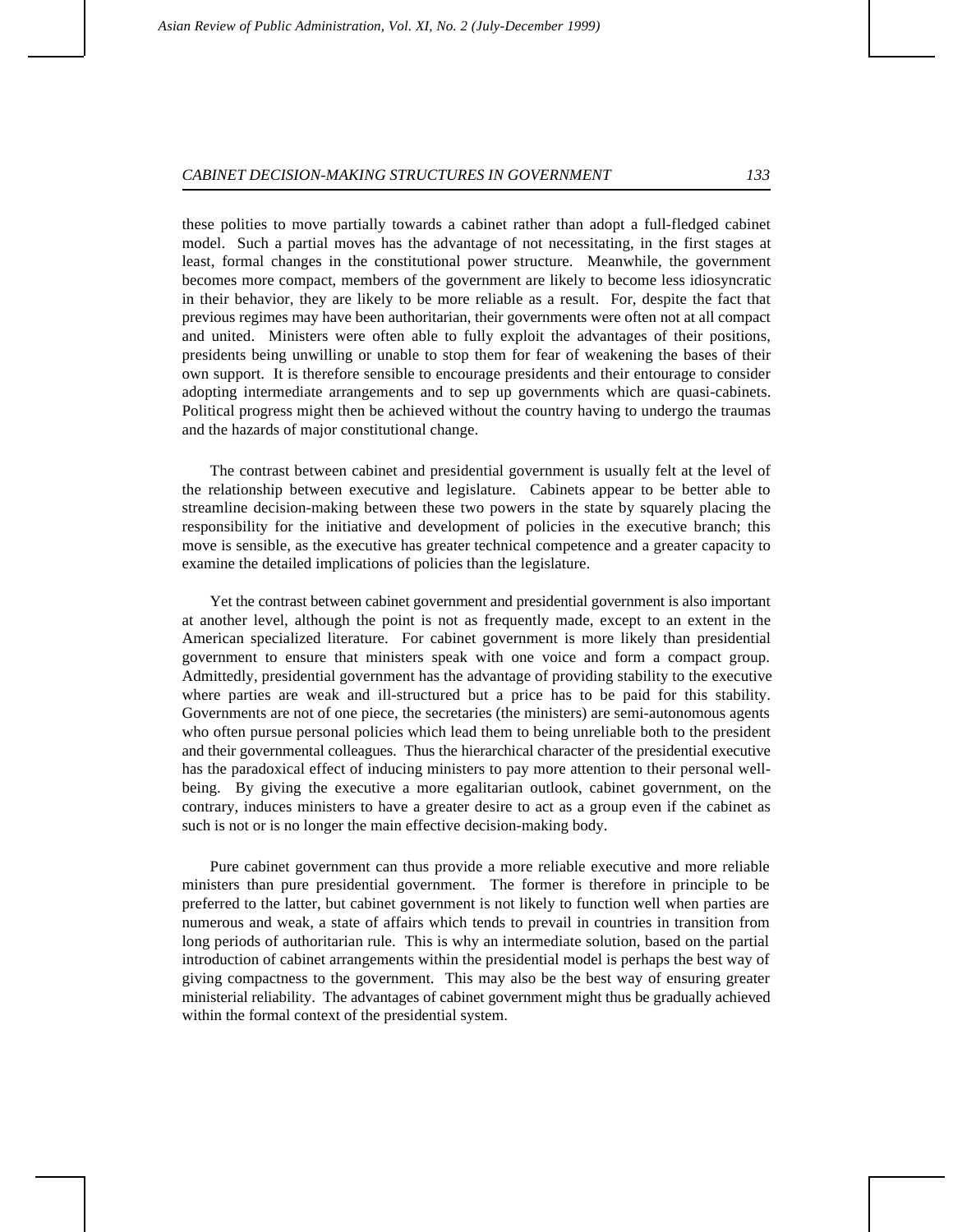these polities to move partially towards a cabinet rather than adopt a full-fledged cabinet model. Such a partial moves has the advantage of not necessitating, in the first stages at least, formal changes in the constitutional power structure. Meanwhile, the government becomes more compact, members of the government are likely to become less idiosyncratic in their behavior, they are likely to be more reliable as a result. For, despite the fact that previous regimes may have been authoritarian, their governments were often not at all compact and united. Ministers were often able to fully exploit the advantages of their positions, presidents being unwilling or unable to stop them for fear of weakening the bases of their own support. It is therefore sensible to encourage presidents and their entourage to consider adopting intermediate arrangements and to sep up governments which are quasi-cabinets. Political progress might then be achieved without the country having to undergo the traumas and the hazards of major constitutional change.

The contrast between cabinet and presidential government is usually felt at the level of the relationship between executive and legislature. Cabinets appear to be better able to streamline decision-making between these two powers in the state by squarely placing the responsibility for the initiative and development of policies in the executive branch; this move is sensible, as the executive has greater technical competence and a greater capacity to examine the detailed implications of policies than the legislature.

Yet the contrast between cabinet government and presidential government is also important at another level, although the point is not as frequently made, except to an extent in the American specialized literature. For cabinet government is more likely than presidential government to ensure that ministers speak with one voice and form a compact group. Admittedly, presidential government has the advantage of providing stability to the executive where parties are weak and ill-structured but a price has to be paid for this stability. Governments are not of one piece, the secretaries (the ministers) are semi-autonomous agents who often pursue personal policies which lead them to being unreliable both to the president and their governmental colleagues. Thus the hierarchical character of the presidential executive has the paradoxical effect of inducing ministers to pay more attention to their personal well-being. By giving the executive a more egalitarian outlook, cabinet government, on the contrary, induces ministers to have a greater desire to act as a group even if the cabinet as such is not or is no longer the main effective decision-making body.

Pure cabinet government can thus provide a more reliable executive and more reliable ministers than pure presidential government. The former is therefore in principle to be preferred to the latter, but cabinet government is not likely to function well when parties are numerous and weak, a state of affairs which tends to prevail in countries in transition from long periods of authoritarian rule. This is why an intermediate solution, based on the partial introduction of cabinet arrangements within the presidential model is perhaps the best way of giving compactness to the government. This may also be the best way of ensuring greater ministerial reliability. The advantages of cabinet government might thus be gradually achieved within the formal context of the presidential system.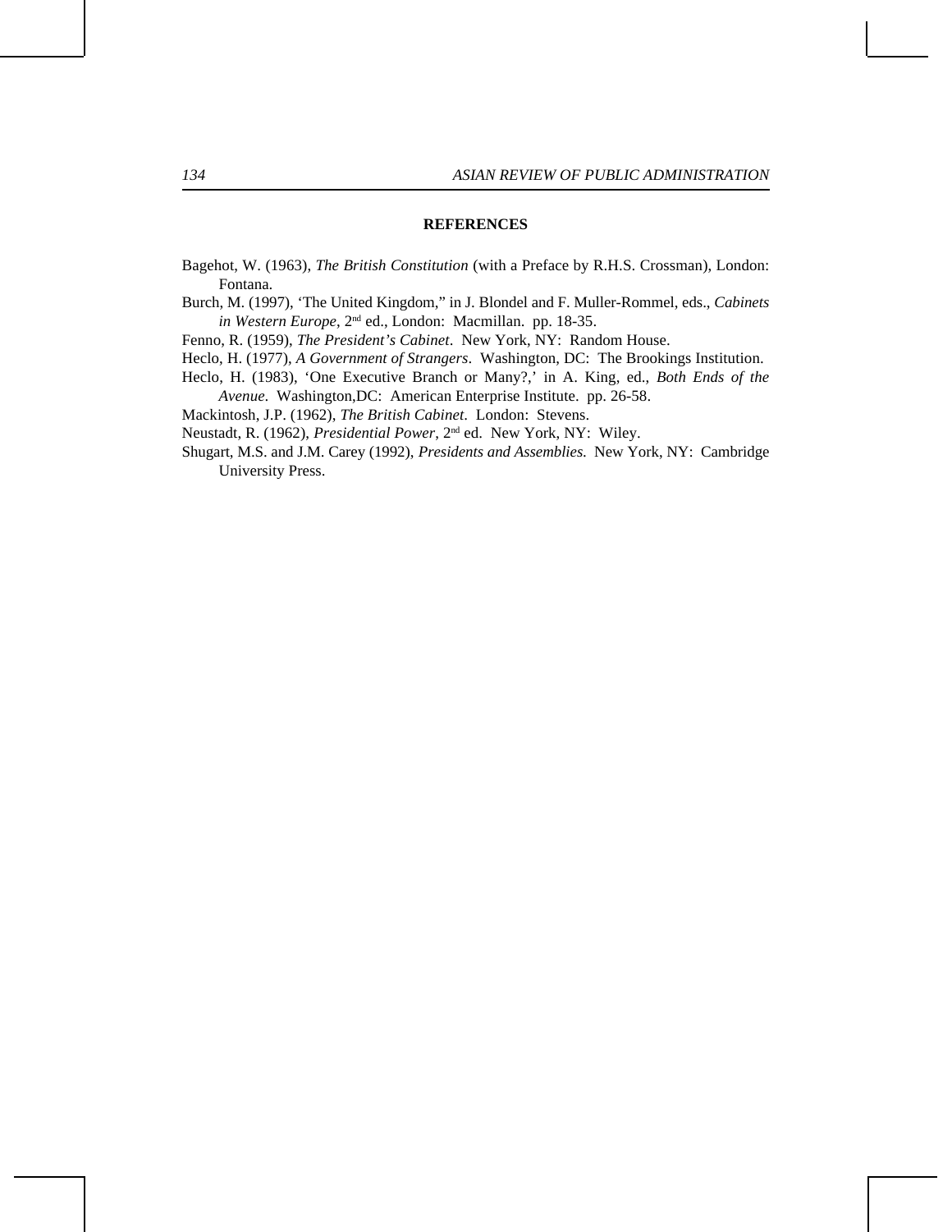## REFERENCES

Bagehot, W. (1963), *The British Constitution* (with a Preface by R.H.S. Crossman), London: Fontana.

Burch, M. (1997), 'The United Kingdom," in J. Blondel and F. Muller-Rommel, eds., *Cabinets in Western Europe*, 2nd ed., London: Macmillan. pp. 18-35.

Fenno, R. (1959), *The President's Cabinet*. New York, NY: Random House.

Heclo, H. (1977), *A Government of Strangers*. Washington, DC: The Brookings Institution.

Heclo, H. (1983), 'One Executive Branch or Many?,' in A. King, ed., *Both Ends of the Avenue*. Washington,DC: American Enterprise Institute. pp. 26-58.

Mackintosh, J.P. (1962), *The British Cabinet*. London: Stevens.

Neustadt, R. (1962), *Presidential Power*, 2nd ed. New York, NY: Wiley.

Shugart, M.S. and J.M. Carey (1992), *Presidents and Assemblies.* New York, NY: Cambridge University Press.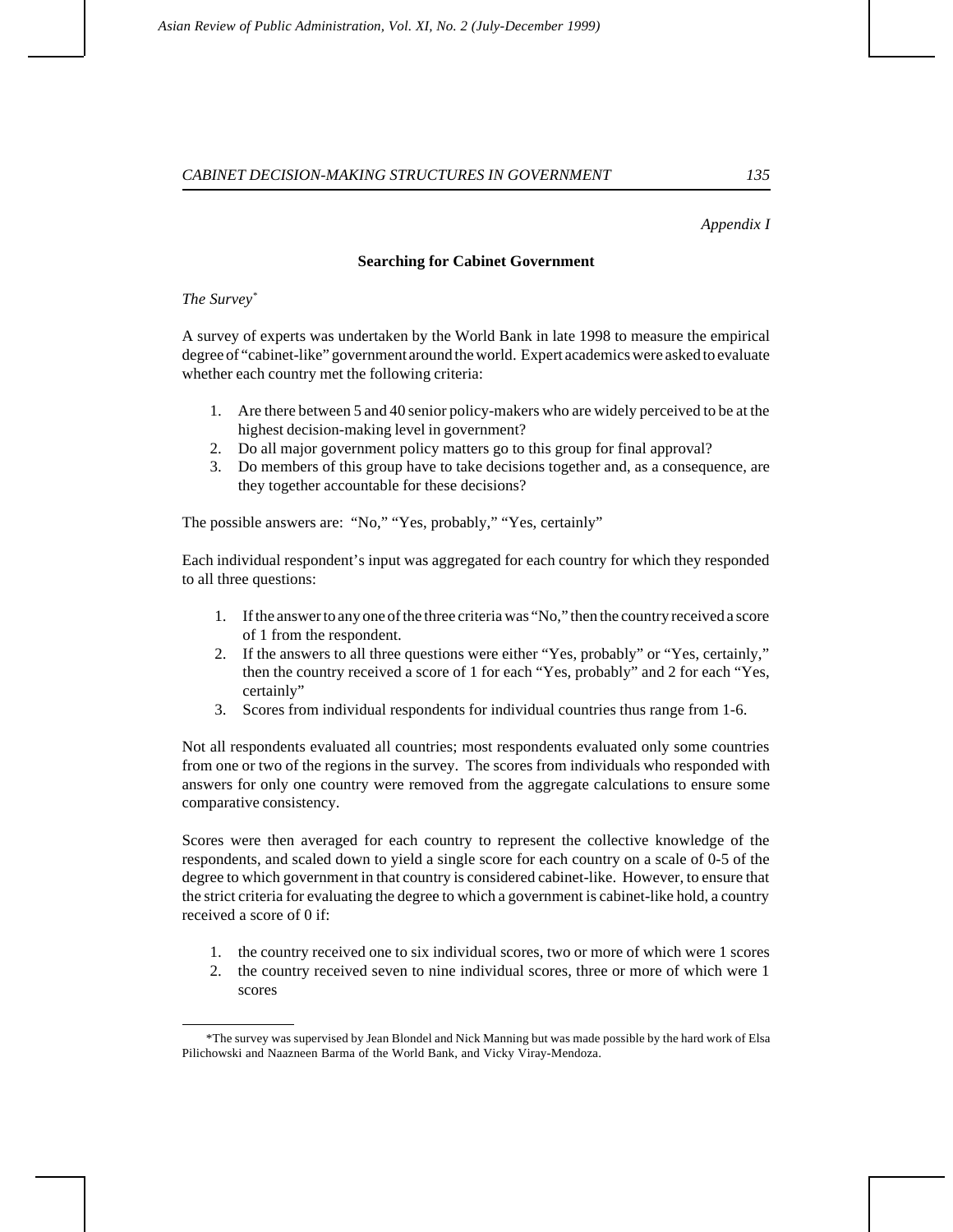*Appendix I*

### Searching for Cabinet Government

*The Survey*[*]

A survey of experts was undertaken by the World Bank in late 1998 to measure the empirical degree of "cabinet-like" government around the world. Expert academics were asked to evaluate whether each country met the following criteria:

1. Are there between 5 and 40 senior policy-makers who are widely perceived to be at the highest decision-making level in government?
2. Do all major government policy matters go to this group for final approval?
3. Do members of this group have to take decisions together and, as a consequence, are they together accountable for these decisions?

The possible answers are: "No," "Yes, probably," "Yes, certainly"

Each individual respondent's input was aggregated for each country for which they responded to all three questions:

1. If the answer to any one of the three criteria was "No," then the country received a score of 1 from the respondent.
2. If the answers to all three questions were either "Yes, probably" or "Yes, certainly," then the country received a score of 1 for each "Yes, probably" and 2 for each "Yes, certainly"
3. Scores from individual respondents for individual countries thus range from 1-6.

Not all respondents evaluated all countries; most respondents evaluated only some countries from one or two of the regions in the survey. The scores from individuals who responded with answers for only one country were removed from the aggregate calculations to ensure some comparative consistency.

Scores were then averaged for each country to represent the collective knowledge of the respondents, and scaled down to yield a single score for each country on a scale of 0-5 of the degree to which government in that country is considered cabinet-like. However, to ensure that the strict criteria for evaluating the degree to which a government is cabinet-like hold, a country received a score of 0 if:

1. the country received one to six individual scores, two or more of which were 1 scores
2. the country received seven to nine individual scores, three or more of which were 1 scores

---

[*] The survey was supervised by Jean Blondel and Nick Manning but was made possible by the hard work of Elsa Pilichowski and Naazneen Barma of the World Bank, and Vicky Viray-Mendoza.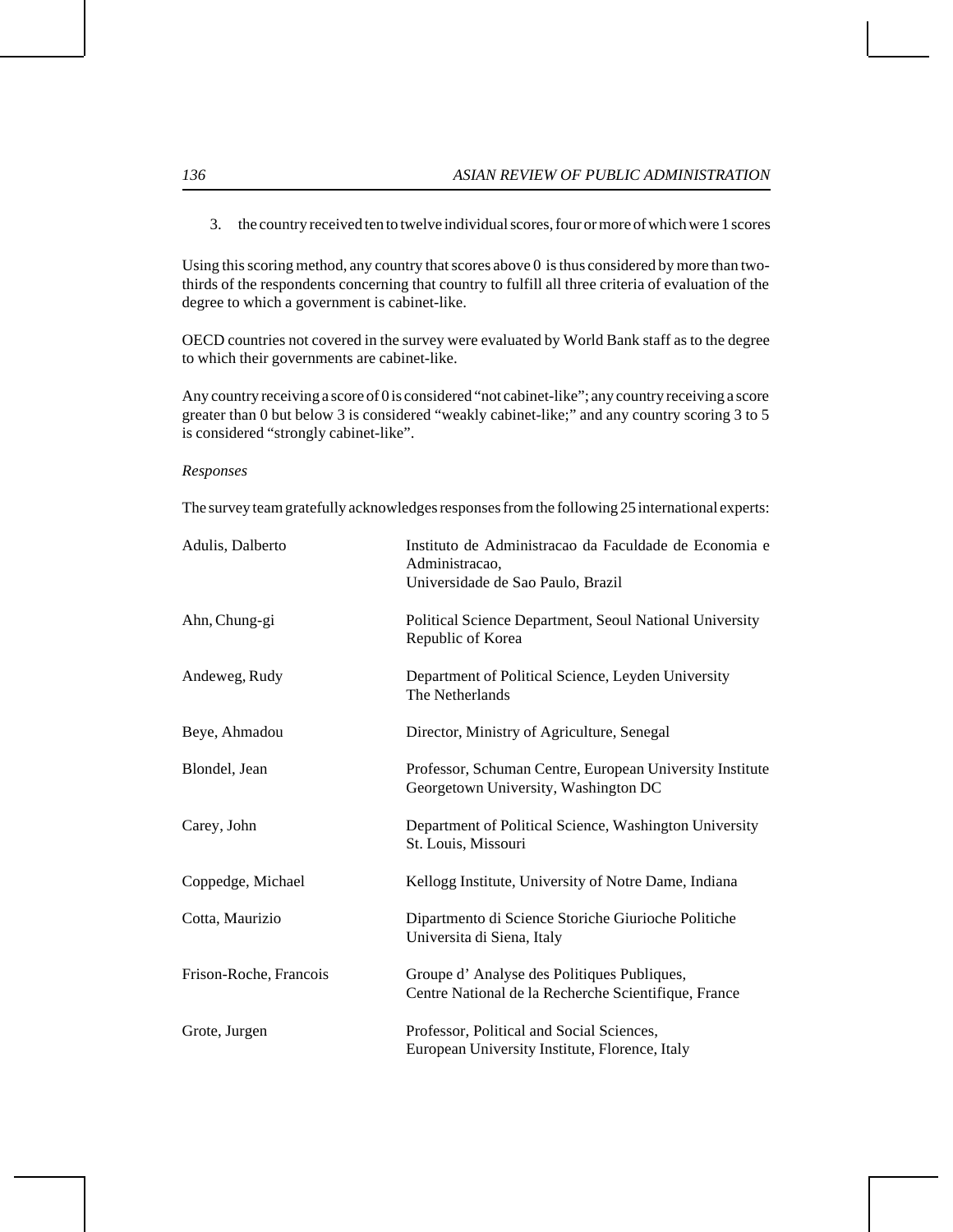3. the country received ten to twelve individual scores, four or more of which were 1 scores

Using this scoring method, any country that scores above 0 is thus considered by more than two-thirds of the respondents concerning that country to fulfill all three criteria of evaluation of the degree to which a government is cabinet-like.

OECD countries not covered in the survey were evaluated by World Bank staff as to the degree to which their governments are cabinet-like.

Any country receiving a score of 0 is considered "not cabinet-like"; any country receiving a score greater than 0 but below 3 is considered "weakly cabinet-like;" and any country scoring 3 to 5 is considered "strongly cabinet-like".

*Responses*

The survey team gratefully acknowledges responses from the following 25 international experts:

| | |
|---|---|
| Adulis, Dalberto | Instituto de Administracao da Faculdade de Economia e Administracao, Universidade de Sao Paulo, Brazil |
| Ahn, Chung-gi | Political Science Department, Seoul National University Republic of Korea |
| Andeweg, Rudy | Department of Political Science, Leyden University The Netherlands |
| Beye, Ahmadou | Director, Ministry of Agriculture, Senegal |
| Blondel, Jean | Professor, Schuman Centre, European University Institute Georgetown University, Washington DC |
| Carey, John | Department of Political Science, Washington University St. Louis, Missouri |
| Coppedge, Michael | Kellogg Institute, University of Notre Dame, Indiana |
| Cotta, Maurizio | Dipartmento di Science Storiche Giurioche Politiche Universita di Siena, Italy |
| Frison-Roche, Francois | Groupe d' Analyse des Politiques Publiques, Centre National de la Recherche Scientifique, France |
| Grote, Jurgen | Professor, Political and Social Sciences, European University Institute, Florence, Italy |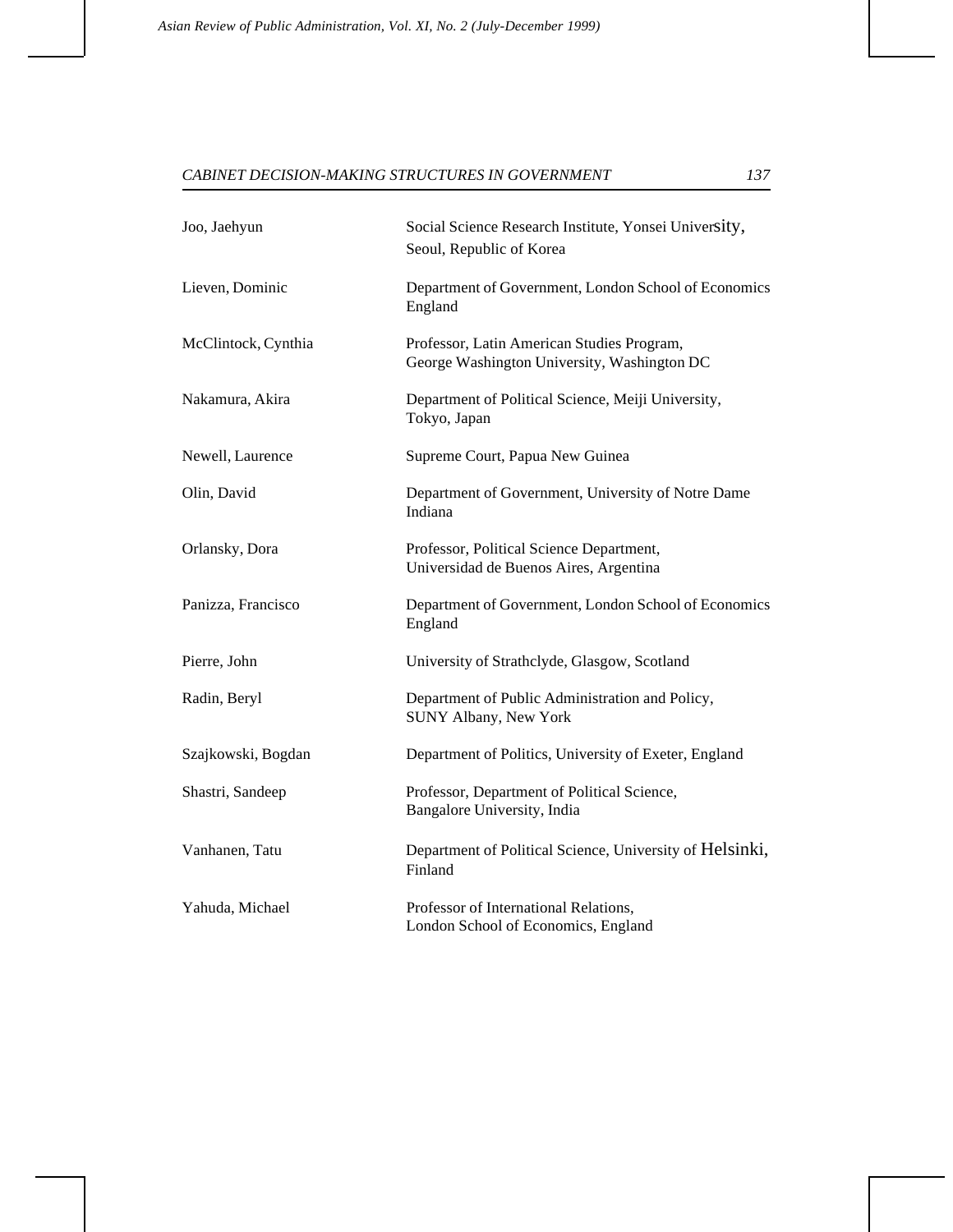| | |
|---|---|
| Joo, Jaehyun | Social Science Research Institute, Yonsei University, Seoul, Republic of Korea |
| Lieven, Dominic | Department of Government, London School of Economics England |
| McClintock, Cynthia | Professor, Latin American Studies Program, George Washington University, Washington DC |
| Nakamura, Akira | Department of Political Science, Meiji University, Tokyo, Japan |
| Newell, Laurence | Supreme Court, Papua New Guinea |
| Olin, David | Department of Government, University of Notre Dame Indiana |
| Orlansky, Dora | Professor, Political Science Department, Universidad de Buenos Aires, Argentina |
| Panizza, Francisco | Department of Government, London School of Economics England |
| Pierre, John | University of Strathclyde, Glasgow, Scotland |
| Radin, Beryl | Department of Public Administration and Policy, SUNY Albany, New York |
| Szajkowski, Bogdan | Department of Politics, University of Exeter, England |
| Shastri, Sandeep | Professor, Department of Political Science, Bangalore University, India |
| Vanhanen, Tatu | Department of Political Science, University of Helsinki, Finland |
| Yahuda, Michael | Professor of International Relations, London School of Economics, England |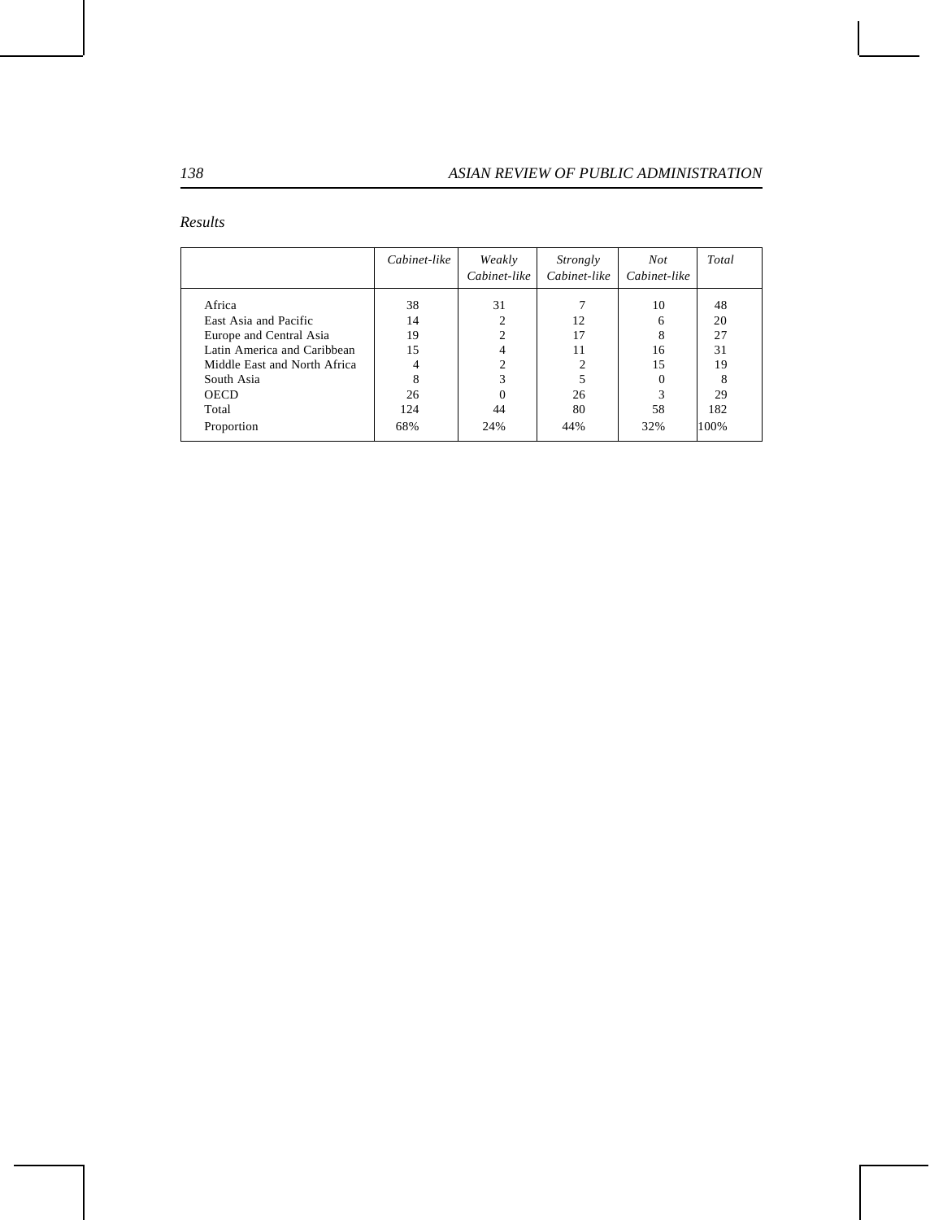*Results*

| | *Cabinet-like* | *Weakly Cabinet-like* | *Strongly Cabinet-like* | *Not Cabinet-like* | *Total* |
|---|---|---|---|---|---|
| Africa | 38 | 31 | 7 | 10 | 48 |
| East Asia and Pacific | 14 | 2 | 12 | 6 | 20 |
| Europe and Central Asia | 19 | 2 | 17 | 8 | 27 |
| Latin America and Caribbean | 15 | 4 | 11 | 16 | 31 |
| Middle East and North Africa | 4 | 2 | 2 | 15 | 19 |
| South Asia | 8 | 3 | 5 | 0 | 8 |
| OECD | 26 | 0 | 26 | 3 | 29 |
| Total | 124 | 44 | 80 | 58 | 182 |
| Proportion | 68% | 24% | 44% | 32% | 100% |